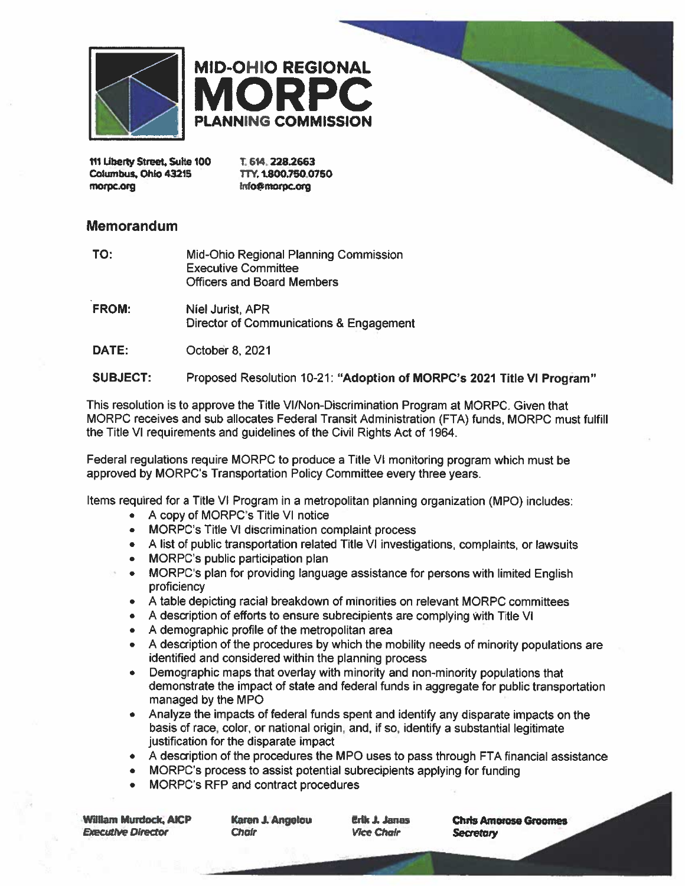**MID-OHIO REGIONAL**
**MORPC**
**PLANNING COMMISSION**

111 Liberty Street, Suite 100
Columbus, Ohio 43215
morpc.org

T. 614. 228.2663
TTY. 1.800.750.0750
info@morpc.org

## Memorandum

**TO:** Mid-Ohio Regional Planning Commission
Executive Committee
Officers and Board Members

**FROM:** Niel Jurist, APR
Director of Communications & Engagement

**DATE:** October 8, 2021

**SUBJECT:** Proposed Resolution 10-21: **"Adoption of MORPC's 2021 Title VI Program"**

This resolution is to approve the Title VI/Non-Discrimination Program at MORPC. Given that MORPC receives and sub allocates Federal Transit Administration (FTA) funds, MORPC must fulfill the Title VI requirements and guidelines of the Civil Rights Act of 1964.

Federal regulations require MORPC to produce a Title VI monitoring program which must be approved by MORPC's Transportation Policy Committee every three years.

Items required for a Title VI Program in a metropolitan planning organization (MPO) includes:

- A copy of MORPC's Title VI notice
- MORPC's Title VI discrimination complaint process
- A list of public transportation related Title VI investigations, complaints, or lawsuits
- MORPC's public participation plan
- MORPC's plan for providing language assistance for persons with limited English proficiency
- A table depicting racial breakdown of minorities on relevant MORPC committees
- A description of efforts to ensure subrecipients are complying with Title VI
- A demographic profile of the metropolitan area
- A description of the procedures by which the mobility needs of minority populations are identified and considered within the planning process
- Demographic maps that overlay with minority and non-minority populations that demonstrate the impact of state and federal funds in aggregate for public transportation managed by the MPO
- Analyze the impacts of federal funds spent and identify any disparate impacts on the basis of race, color, or national origin, and, if so, identify a substantial legitimate justification for the disparate impact
- A description of the procedures the MPO uses to pass through FTA financial assistance
- MORPC's process to assist potential subrecipients applying for funding
- MORPC's RFP and contract procedures

**William Murdock, AICP**
*Executive Director*

**Karen J. Angelou**
*Chair*

**Erik J. Janas**
*Vice Chair*

**Chris Amorose Groomes**
*Secretary*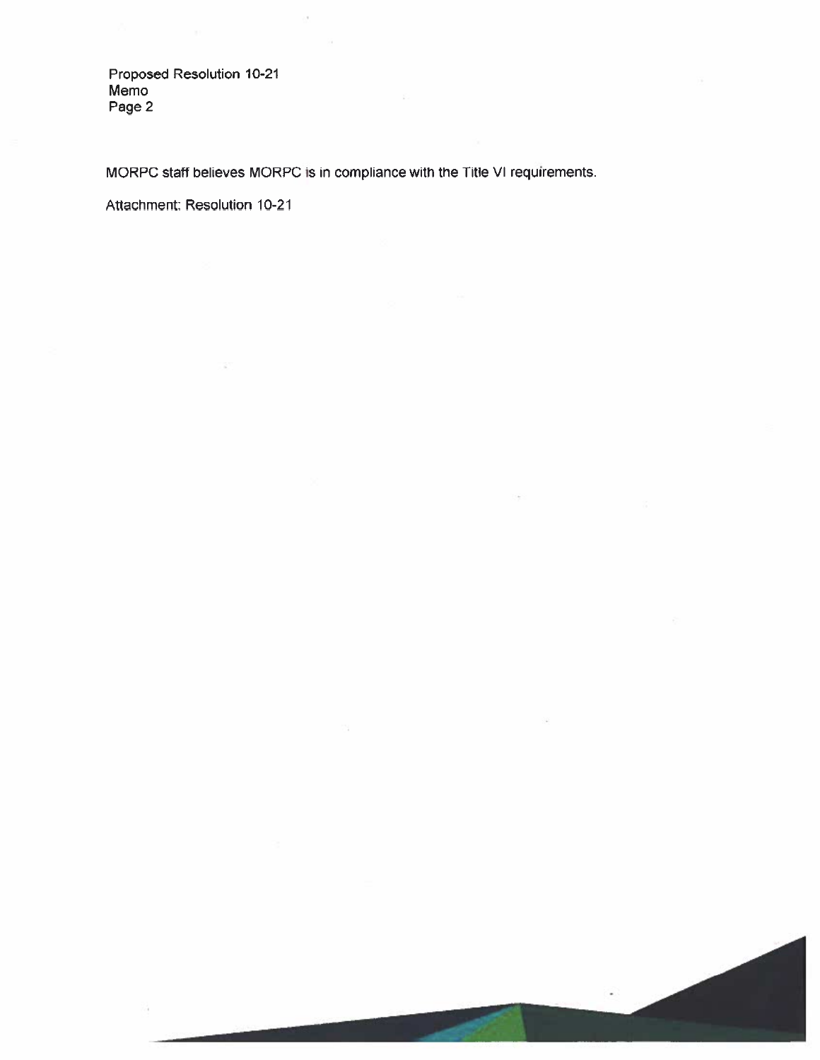MORPC staff believes MORPC is in compliance with the Title VI requirements.

Attachment: Resolution 10-21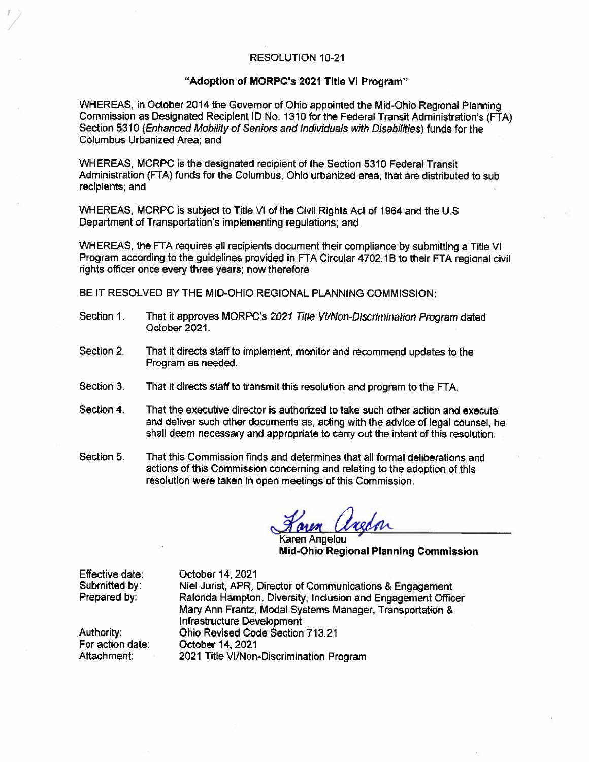RESOLUTION 10-21

**"Adoption of MORPC's 2021 Title VI Program"**

WHEREAS, in October 2014 the Governor of Ohio appointed the Mid-Ohio Regional Planning Commission as Designated Recipient ID No. 1310 for the Federal Transit Administration's (FTA) Section 5310 (*Enhanced Mobility of Seniors and Individuals with Disabilities*) funds for the Columbus Urbanized Area; and

WHEREAS, MORPC is the designated recipient of the Section 5310 Federal Transit Administration (FTA) funds for the Columbus, Ohio urbanized area, that are distributed to sub recipients; and

WHEREAS, MORPC is subject to Title VI of the Civil Rights Act of 1964 and the U.S Department of Transportation's implementing regulations; and

WHEREAS, the FTA requires all recipients document their compliance by submitting a Title VI Program according to the guidelines provided in FTA Circular 4702.1B to their FTA regional civil rights officer once every three years; now therefore

BE IT RESOLVED BY THE MID-OHIO REGIONAL PLANNING COMMISSION:

Section 1. That it approves MORPC's *2021 Title VI/Non-Discrimination Program* dated October 2021.

Section 2. That it directs staff to implement, monitor and recommend updates to the Program as needed.

Section 3. That it directs staff to transmit this resolution and program to the FTA.

Section 4. That the executive director is authorized to take such other action and execute and deliver such other documents as, acting with the advice of legal counsel, he shall deem necessary and appropriate to carry out the intent of this resolution.

Section 5. That this Commission finds and determines that all formal deliberations and actions of this Commission concerning and relating to the adoption of this resolution were taken in open meetings of this Commission.

Karen Angelou
**Mid-Ohio Regional Planning Commission**

Effective date: October 14, 2021
Submitted by: Níel Jurist, APR, Director of Communications & Engagement
Prepared by: Ralonda Hampton, Diversity, Inclusion and Engagement Officer
Mary Ann Frantz, Modal Systems Manager, Transportation & Infrastructure Development
Authority: Ohio Revised Code Section 713.21
For action date: October 14, 2021
Attachment: 2021 Title VI/Non-Discrimination Program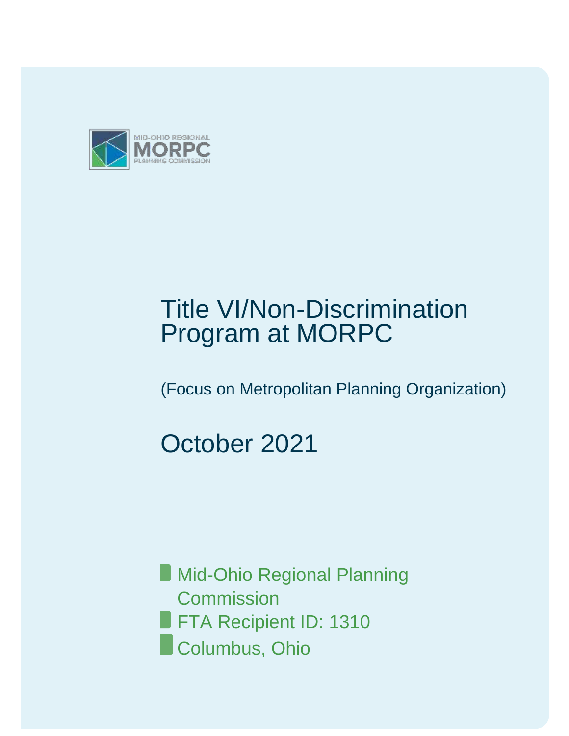MID-OHIO REGIONAL
MORPC
PLANNING COMMISSION

# Title VI/Non-Discrimination Program at MORPC

(Focus on Metropolitan Planning Organization)

## October 2021

- Mid-Ohio Regional Planning Commission
- FTA Recipient ID: 1310
- Columbus, Ohio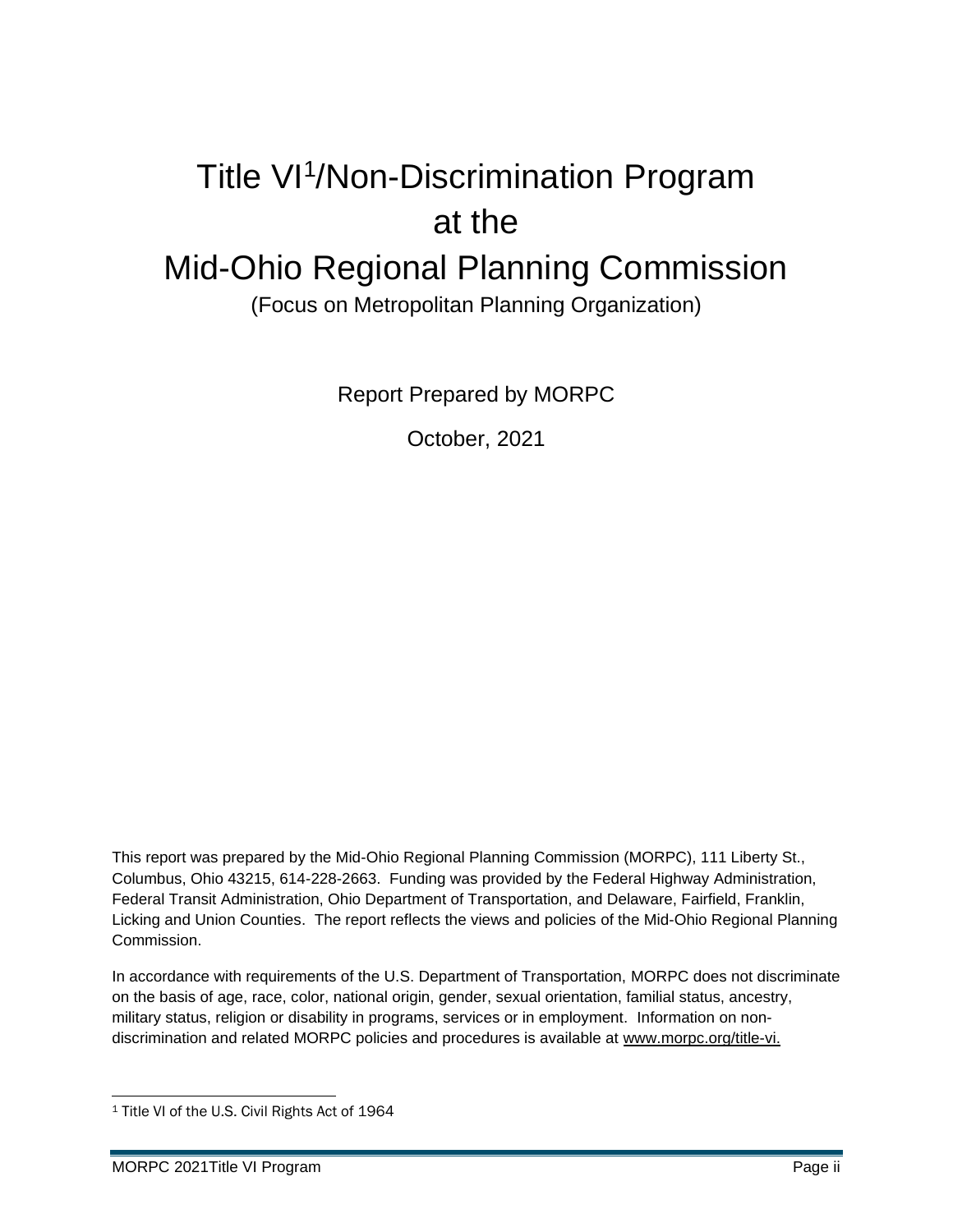# Title VI[1]/Non-Discrimination Program at the Mid-Ohio Regional Planning Commission

(Focus on Metropolitan Planning Organization)

Report Prepared by MORPC

October, 2021

This report was prepared by the Mid-Ohio Regional Planning Commission (MORPC), 111 Liberty St., Columbus, Ohio 43215, 614-228-2663. Funding was provided by the Federal Highway Administration, Federal Transit Administration, Ohio Department of Transportation, and Delaware, Fairfield, Franklin, Licking and Union Counties. The report reflects the views and policies of the Mid-Ohio Regional Planning Commission.

In accordance with requirements of the U.S. Department of Transportation, MORPC does not discriminate on the basis of age, race, color, national origin, gender, sexual orientation, familial status, ancestry, military status, religion or disability in programs, services or in employment. Information on non-discrimination and related MORPC policies and procedures is available at www.morpc.org/title-vi.

[1] Title VI of the U.S. Civil Rights Act of 1964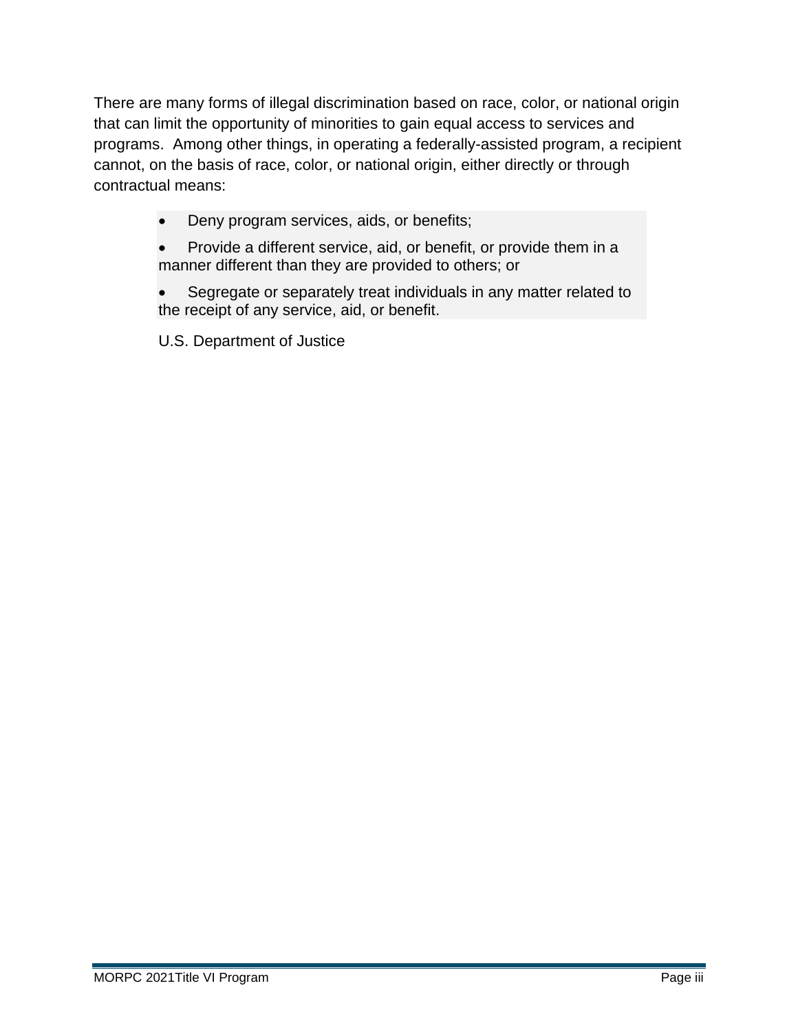There are many forms of illegal discrimination based on race, color, or national origin that can limit the opportunity of minorities to gain equal access to services and programs. Among other things, in operating a federally-assisted program, a recipient cannot, on the basis of race, color, or national origin, either directly or through contractual means:

> - Deny program services, aids, or benefits;
> - Provide a different service, aid, or benefit, or provide them in a manner different than they are provided to others; or
> - Segregate or separately treat individuals in any matter related to the receipt of any service, aid, or benefit.
>
> U.S. Department of Justice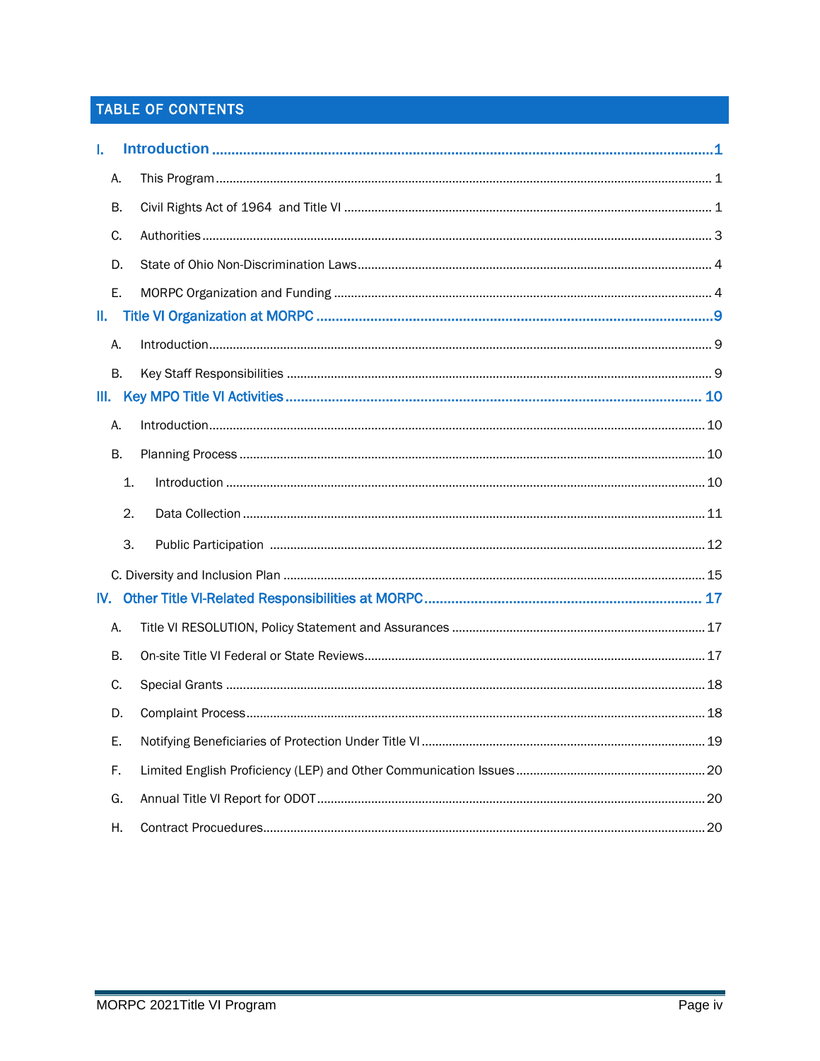## TABLE OF CONTENTS

- **I. Introduction** .......... 1
  - A. This Program .......... 1
  - B. Civil Rights Act of 1964 and Title VI .......... 1
  - C. Authorities .......... 3
  - D. State of Ohio Non-Discrimination Laws .......... 4
  - E. MORPC Organization and Funding .......... 4
- **II. Title VI Organization at MORPC** .......... 9
  - A. Introduction .......... 9
  - B. Key Staff Responsibilities .......... 9
- **III. Key MPO Title VI Activities** .......... 10
  - A. Introduction .......... 10
  - B. Planning Process .......... 10
    - 1. Introduction .......... 10
    - 2. Data Collection .......... 11
    - 3. Public Participation .......... 12
  - C. Diversity and Inclusion Plan .......... 15
- **IV. Other Title VI-Related Responsibilities at MORPC** .......... 17
  - A. Title VI RESOLUTION, Policy Statement and Assurances .......... 17
  - B. On-site Title VI Federal or State Reviews .......... 17
  - C. Special Grants .......... 18
  - D. Complaint Process .......... 18
  - E. Notifying Beneficiaries of Protection Under Title VI .......... 19
  - F. Limited English Proficiency (LEP) and Other Communication Issues .......... 20
  - G. Annual Title VI Report for ODOT .......... 20
  - H. Contract Procuedures .......... 20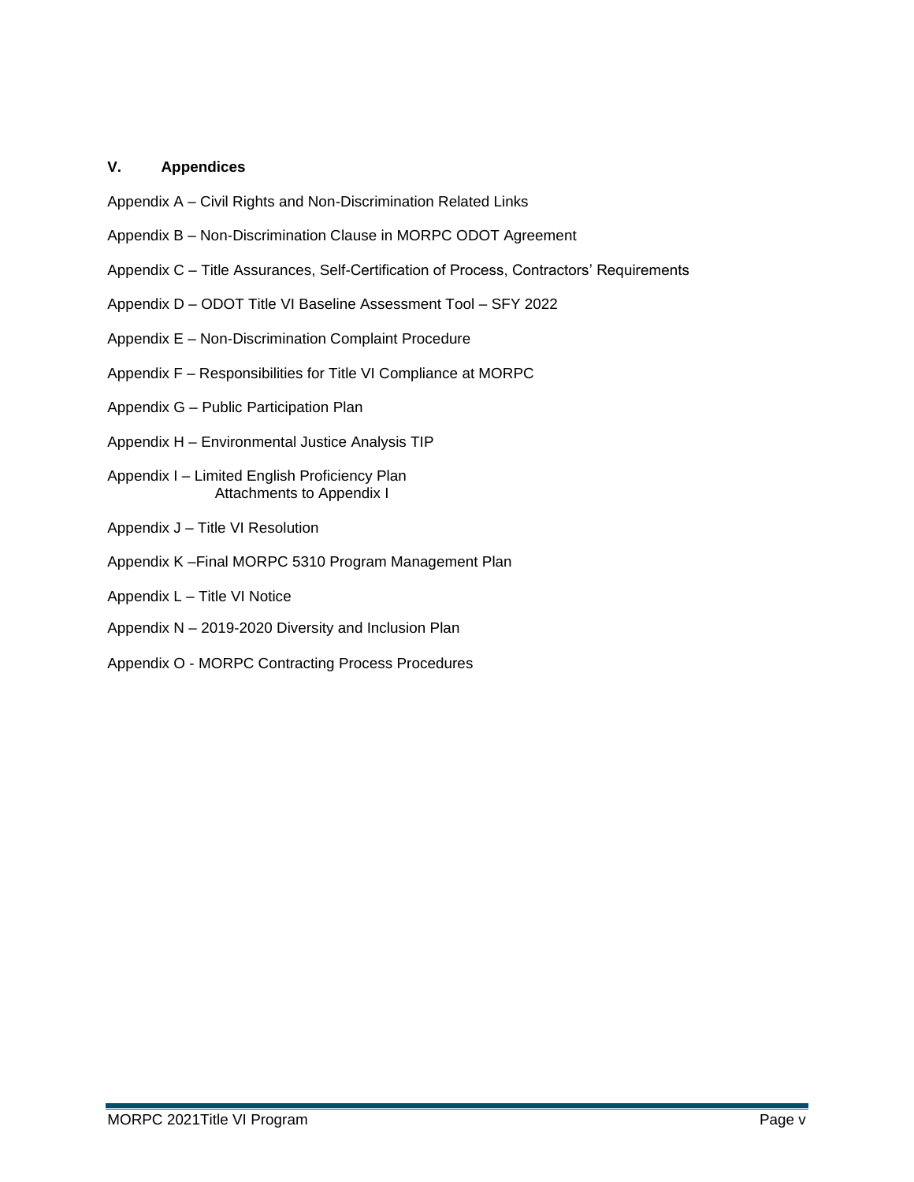## V. Appendices

Appendix A – Civil Rights and Non-Discrimination Related Links

Appendix B – Non-Discrimination Clause in MORPC ODOT Agreement

Appendix C – Title Assurances, Self-Certification of Process, Contractors' Requirements

Appendix D – ODOT Title VI Baseline Assessment Tool – SFY 2022

Appendix E – Non-Discrimination Complaint Procedure

Appendix F – Responsibilities for Title VI Compliance at MORPC

Appendix G – Public Participation Plan

Appendix H – Environmental Justice Analysis TIP

Appendix I – Limited English Proficiency Plan
  Attachments to Appendix I

Appendix J – Title VI Resolution

Appendix K –Final MORPC 5310 Program Management Plan

Appendix L – Title VI Notice

Appendix N – 2019-2020 Diversity and Inclusion Plan

Appendix O - MORPC Contracting Process Procedures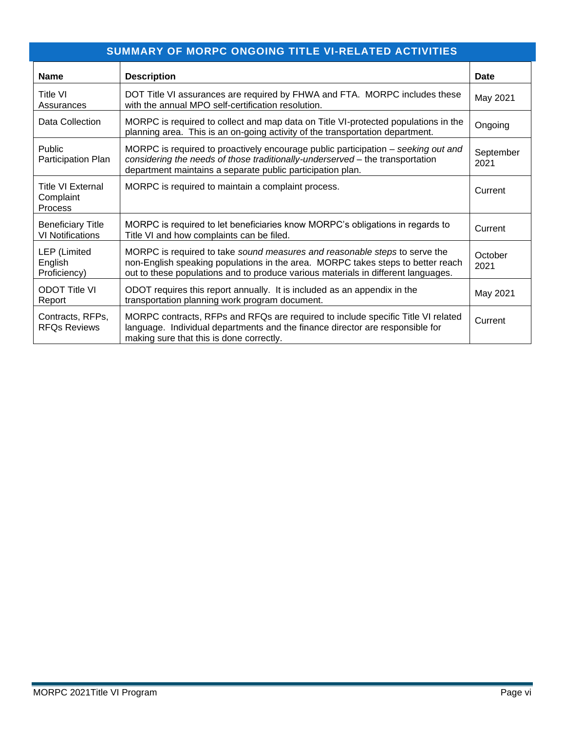## SUMMARY OF MORPC ONGOING TITLE VI-RELATED ACTIVITIES

| Name | Description | Date |
|---|---|---|
| Title VI Assurances | DOT Title VI assurances are required by FHWA and FTA. MORPC includes these with the annual MPO self-certification resolution. | May 2021 |
| Data Collection | MORPC is required to collect and map data on Title VI-protected populations in the planning area. This is an on-going activity of the transportation department. | Ongoing |
| Public Participation Plan | MORPC is required to proactively encourage public participation – *seeking out and considering the needs of those traditionally-underserved* – the transportation department maintains a separate public participation plan. | September 2021 |
| Title VI External Complaint Process | MORPC is required to maintain a complaint process. | Current |
| Beneficiary Title VI Notifications | MORPC is required to let beneficiaries know MORPC's obligations in regards to Title VI and how complaints can be filed. | Current |
| LEP (Limited English Proficiency) | MORPC is required to take *sound measures and reasonable steps* to serve the non-English speaking populations in the area. MORPC takes steps to better reach out to these populations and to produce various materials in different languages. | October 2021 |
| ODOT Title VI Report | ODOT requires this report annually. It is included as an appendix in the transportation planning work program document. | May 2021 |
| Contracts, RFPs, RFQs Reviews | MORPC contracts, RFPs and RFQs are required to include specific Title VI related language. Individual departments and the finance director are responsible for making sure that this is done correctly. | Current |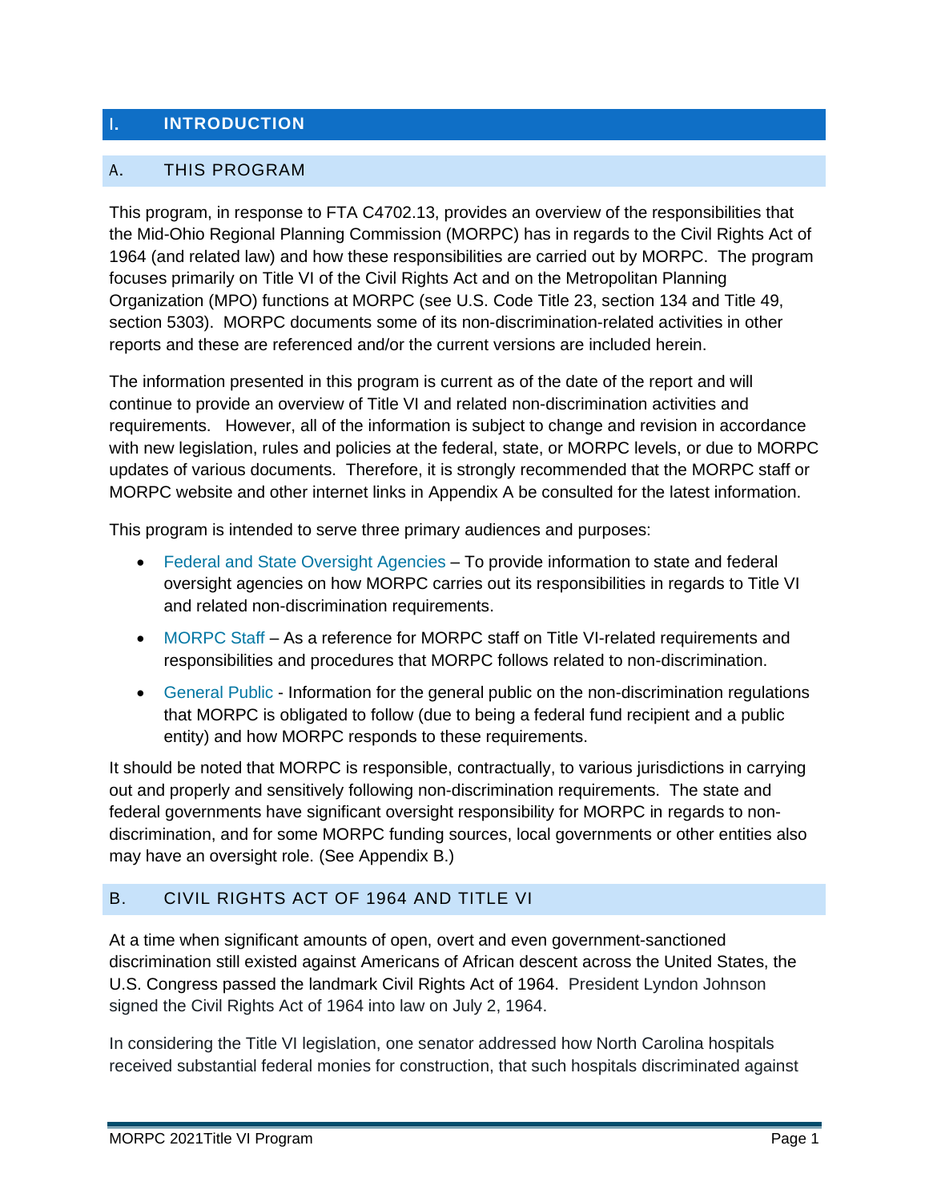# I. INTRODUCTION

## A. THIS PROGRAM

This program, in response to FTA C4702.13, provides an overview of the responsibilities that the Mid-Ohio Regional Planning Commission (MORPC) has in regards to the Civil Rights Act of 1964 (and related law) and how these responsibilities are carried out by MORPC. The program focuses primarily on Title VI of the Civil Rights Act and on the Metropolitan Planning Organization (MPO) functions at MORPC (see U.S. Code Title 23, section 134 and Title 49, section 5303). MORPC documents some of its non-discrimination-related activities in other reports and these are referenced and/or the current versions are included herein.

The information presented in this program is current as of the date of the report and will continue to provide an overview of Title VI and related non-discrimination activities and requirements. However, all of the information is subject to change and revision in accordance with new legislation, rules and policies at the federal, state, or MORPC levels, or due to MORPC updates of various documents. Therefore, it is strongly recommended that the MORPC staff or MORPC website and other internet links in Appendix A be consulted for the latest information.

This program is intended to serve three primary audiences and purposes:

- Federal and State Oversight Agencies – To provide information to state and federal oversight agencies on how MORPC carries out its responsibilities in regards to Title VI and related non-discrimination requirements.
- MORPC Staff – As a reference for MORPC staff on Title VI-related requirements and responsibilities and procedures that MORPC follows related to non-discrimination.
- General Public - Information for the general public on the non-discrimination regulations that MORPC is obligated to follow (due to being a federal fund recipient and a public entity) and how MORPC responds to these requirements.

It should be noted that MORPC is responsible, contractually, to various jurisdictions in carrying out and properly and sensitively following non-discrimination requirements. The state and federal governments have significant oversight responsibility for MORPC in regards to non-discrimination, and for some MORPC funding sources, local governments or other entities also may have an oversight role. (See Appendix B.)

## B. CIVIL RIGHTS ACT OF 1964 AND TITLE VI

At a time when significant amounts of open, overt and even government-sanctioned discrimination still existed against Americans of African descent across the United States, the U.S. Congress passed the landmark Civil Rights Act of 1964. President Lyndon Johnson signed the Civil Rights Act of 1964 into law on July 2, 1964.

In considering the Title VI legislation, one senator addressed how North Carolina hospitals received substantial federal monies for construction, that such hospitals discriminated against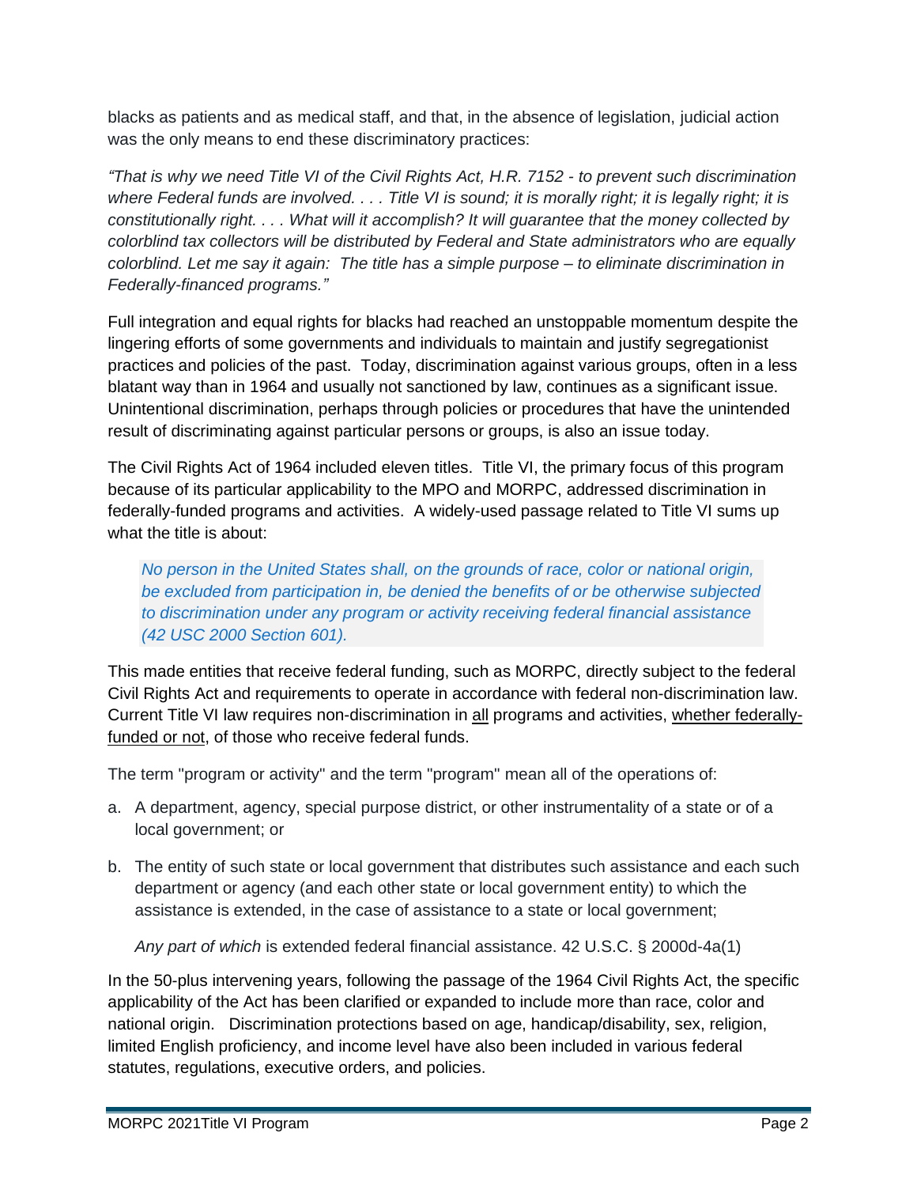blacks as patients and as medical staff, and that, in the absence of legislation, judicial action was the only means to end these discriminatory practices:

*"That is why we need Title VI of the Civil Rights Act, H.R. 7152 - to prevent such discrimination where Federal funds are involved. . . . Title VI is sound; it is morally right; it is legally right; it is constitutionally right. . . . What will it accomplish? It will guarantee that the money collected by colorblind tax collectors will be distributed by Federal and State administrators who are equally colorblind. Let me say it again: The title has a simple purpose – to eliminate discrimination in Federally-financed programs."*

Full integration and equal rights for blacks had reached an unstoppable momentum despite the lingering efforts of some governments and individuals to maintain and justify segregationist practices and policies of the past. Today, discrimination against various groups, often in a less blatant way than in 1964 and usually not sanctioned by law, continues as a significant issue. Unintentional discrimination, perhaps through policies or procedures that have the unintended result of discriminating against particular persons or groups, is also an issue today.

The Civil Rights Act of 1964 included eleven titles. Title VI, the primary focus of this program because of its particular applicability to the MPO and MORPC, addressed discrimination in federally-funded programs and activities. A widely-used passage related to Title VI sums up what the title is about:

> *No person in the United States shall, on the grounds of race, color or national origin, be excluded from participation in, be denied the benefits of or be otherwise subjected to discrimination under any program or activity receiving federal financial assistance (42 USC 2000 Section 601).*

This made entities that receive federal funding, such as MORPC, directly subject to the federal Civil Rights Act and requirements to operate in accordance with federal non-discrimination law. Current Title VI law requires non-discrimination in all programs and activities, whether federally-funded or not, of those who receive federal funds.

The term "program or activity" and the term "program" mean all of the operations of:

a. A department, agency, special purpose district, or other instrumentality of a state or of a local government; or

b. The entity of such state or local government that distributes such assistance and each such department or agency (and each other state or local government entity) to which the assistance is extended, in the case of assistance to a state or local government;

*Any part of which* is extended federal financial assistance. 42 U.S.C. § 2000d-4a(1)

In the 50-plus intervening years, following the passage of the 1964 Civil Rights Act, the specific applicability of the Act has been clarified or expanded to include more than race, color and national origin. Discrimination protections based on age, handicap/disability, sex, religion, limited English proficiency, and income level have also been included in various federal statutes, regulations, executive orders, and policies.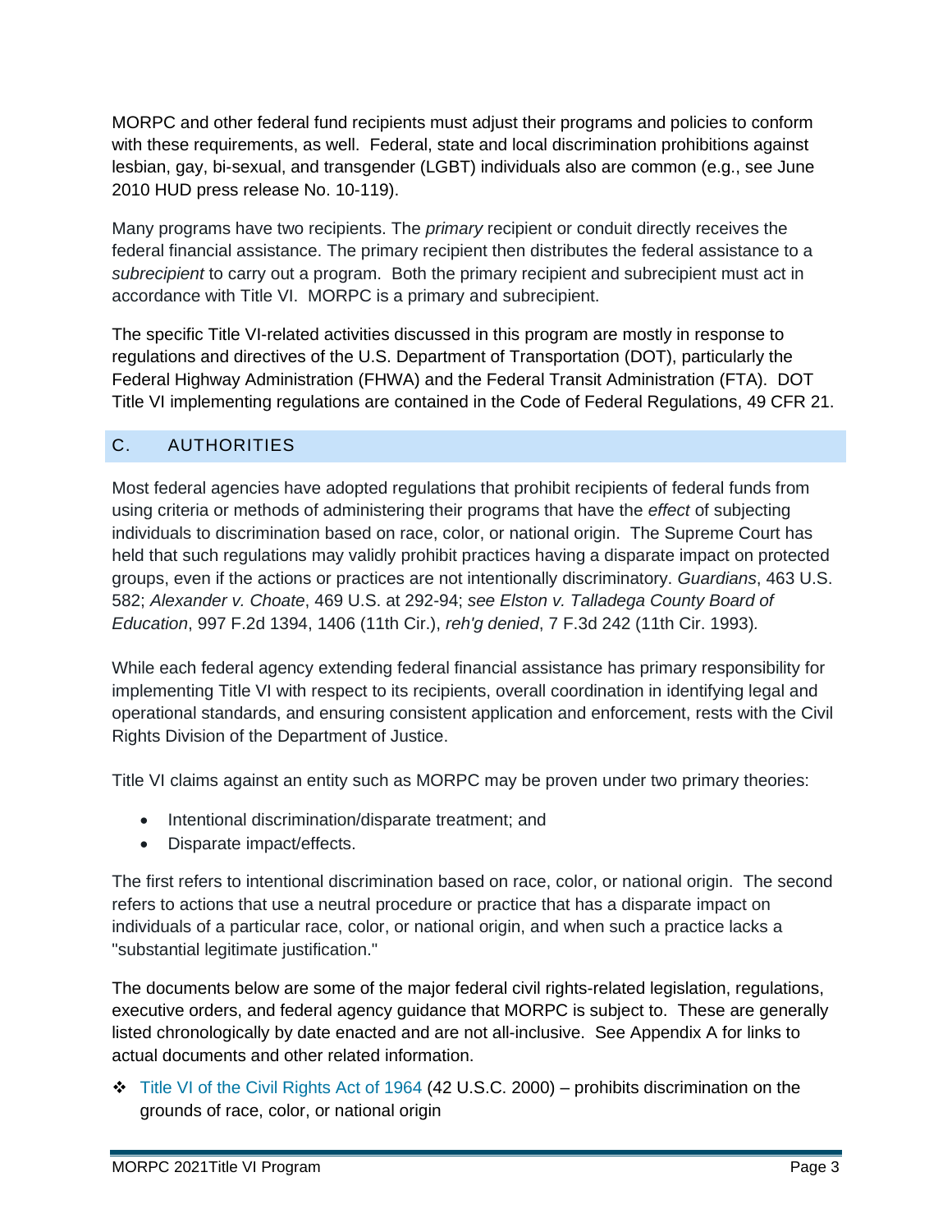MORPC and other federal fund recipients must adjust their programs and policies to conform with these requirements, as well. Federal, state and local discrimination prohibitions against lesbian, gay, bi-sexual, and transgender (LGBT) individuals also are common (e.g., see June 2010 HUD press release No. 10-119).

Many programs have two recipients. The *primary* recipient or conduit directly receives the federal financial assistance. The primary recipient then distributes the federal assistance to a *subrecipient* to carry out a program. Both the primary recipient and subrecipient must act in accordance with Title VI. MORPC is a primary and subrecipient.

The specific Title VI-related activities discussed in this program are mostly in response to regulations and directives of the U.S. Department of Transportation (DOT), particularly the Federal Highway Administration (FHWA) and the Federal Transit Administration (FTA). DOT Title VI implementing regulations are contained in the Code of Federal Regulations, 49 CFR 21.

## C. AUTHORITIES

Most federal agencies have adopted regulations that prohibit recipients of federal funds from using criteria or methods of administering their programs that have the *effect* of subjecting individuals to discrimination based on race, color, or national origin. The Supreme Court has held that such regulations may validly prohibit practices having a disparate impact on protected groups, even if the actions or practices are not intentionally discriminatory. *Guardians*, 463 U.S. 582; *Alexander v. Choate*, 469 U.S. at 292-94; *see Elston v. Talladega County Board of Education*, 997 F.2d 1394, 1406 (11th Cir.), *reh'g denied*, 7 F.3d 242 (11th Cir. 1993)*.*

While each federal agency extending federal financial assistance has primary responsibility for implementing Title VI with respect to its recipients, overall coordination in identifying legal and operational standards, and ensuring consistent application and enforcement, rests with the Civil Rights Division of the Department of Justice.

Title VI claims against an entity such as MORPC may be proven under two primary theories:

- Intentional discrimination/disparate treatment; and
- Disparate impact/effects.

The first refers to intentional discrimination based on race, color, or national origin. The second refers to actions that use a neutral procedure or practice that has a disparate impact on individuals of a particular race, color, or national origin, and when such a practice lacks a "substantial legitimate justification."

The documents below are some of the major federal civil rights-related legislation, regulations, executive orders, and federal agency guidance that MORPC is subject to. These are generally listed chronologically by date enacted and are not all-inclusive. See Appendix A for links to actual documents and other related information.

- Title VI of the Civil Rights Act of 1964 (42 U.S.C. 2000) – prohibits discrimination on the grounds of race, color, or national origin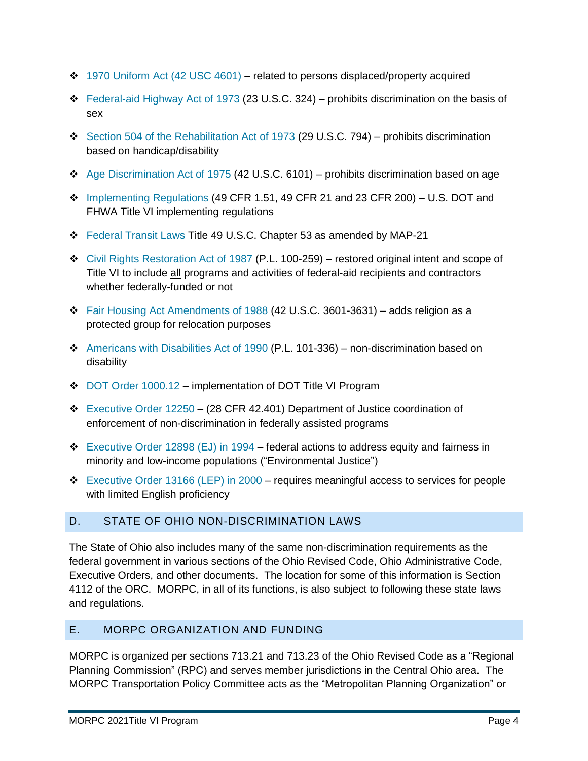- 1970 Uniform Act (42 USC 4601) – related to persons displaced/property acquired
- Federal-aid Highway Act of 1973 (23 U.S.C. 324) – prohibits discrimination on the basis of sex
- Section 504 of the Rehabilitation Act of 1973 (29 U.S.C. 794) – prohibits discrimination based on handicap/disability
- Age Discrimination Act of 1975 (42 U.S.C. 6101) – prohibits discrimination based on age
- Implementing Regulations (49 CFR 1.51, 49 CFR 21 and 23 CFR 200) – U.S. DOT and FHWA Title VI implementing regulations
- Federal Transit Laws Title 49 U.S.C. Chapter 53 as amended by MAP-21
- Civil Rights Restoration Act of 1987 (P.L. 100-259) – restored original intent and scope of Title VI to include <u>all</u> programs and activities of federal-aid recipients and contractors <u>whether federally-funded or not</u>
- Fair Housing Act Amendments of 1988 (42 U.S.C. 3601-3631) – adds religion as a protected group for relocation purposes
- Americans with Disabilities Act of 1990 (P.L. 101-336) – non-discrimination based on disability
- DOT Order 1000.12 – implementation of DOT Title VI Program
- Executive Order 12250 – (28 CFR 42.401) Department of Justice coordination of enforcement of non-discrimination in federally assisted programs
- Executive Order 12898 (EJ) in 1994 – federal actions to address equity and fairness in minority and low-income populations ("Environmental Justice")
- Executive Order 13166 (LEP) in 2000 – requires meaningful access to services for people with limited English proficiency

## D. STATE OF OHIO NON-DISCRIMINATION LAWS

The State of Ohio also includes many of the same non-discrimination requirements as the federal government in various sections of the Ohio Revised Code, Ohio Administrative Code, Executive Orders, and other documents. The location for some of this information is Section 4112 of the ORC. MORPC, in all of its functions, is also subject to following these state laws and regulations.

## E. MORPC ORGANIZATION AND FUNDING

MORPC is organized per sections 713.21 and 713.23 of the Ohio Revised Code as a "Regional Planning Commission" (RPC) and serves member jurisdictions in the Central Ohio area. The MORPC Transportation Policy Committee acts as the "Metropolitan Planning Organization" or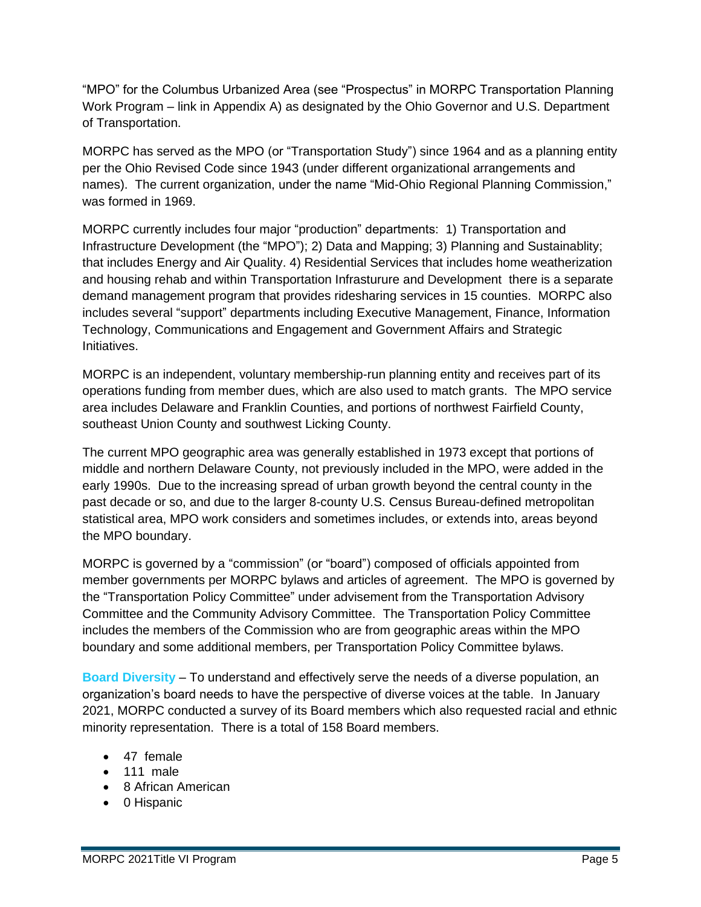"MPO" for the Columbus Urbanized Area (see "Prospectus" in MORPC Transportation Planning Work Program – link in Appendix A) as designated by the Ohio Governor and U.S. Department of Transportation.

MORPC has served as the MPO (or "Transportation Study") since 1964 and as a planning entity per the Ohio Revised Code since 1943 (under different organizational arrangements and names). The current organization, under the name "Mid-Ohio Regional Planning Commission," was formed in 1969.

MORPC currently includes four major "production" departments: 1) Transportation and Infrastructure Development (the "MPO"); 2) Data and Mapping; 3) Planning and Sustainablity; that includes Energy and Air Quality. 4) Residential Services that includes home weatherization and housing rehab and within Transportation Infrasturure and Development there is a separate demand management program that provides ridesharing services in 15 counties. MORPC also includes several "support" departments including Executive Management, Finance, Information Technology, Communications and Engagement and Government Affairs and Strategic Initiatives.

MORPC is an independent, voluntary membership-run planning entity and receives part of its operations funding from member dues, which are also used to match grants. The MPO service area includes Delaware and Franklin Counties, and portions of northwest Fairfield County, southeast Union County and southwest Licking County.

The current MPO geographic area was generally established in 1973 except that portions of middle and northern Delaware County, not previously included in the MPO, were added in the early 1990s. Due to the increasing spread of urban growth beyond the central county in the past decade or so, and due to the larger 8-county U.S. Census Bureau-defined metropolitan statistical area, MPO work considers and sometimes includes, or extends into, areas beyond the MPO boundary.

MORPC is governed by a "commission" (or "board") composed of officials appointed from member governments per MORPC bylaws and articles of agreement. The MPO is governed by the "Transportation Policy Committee" under advisement from the Transportation Advisory Committee and the Community Advisory Committee. The Transportation Policy Committee includes the members of the Commission who are from geographic areas within the MPO boundary and some additional members, per Transportation Policy Committee bylaws.

**Board Diversity** – To understand and effectively serve the needs of a diverse population, an organization's board needs to have the perspective of diverse voices at the table. In January 2021, MORPC conducted a survey of its Board members which also requested racial and ethnic minority representation. There is a total of 158 Board members.

- 47 female
- 111 male
- 8 African American
- 0 Hispanic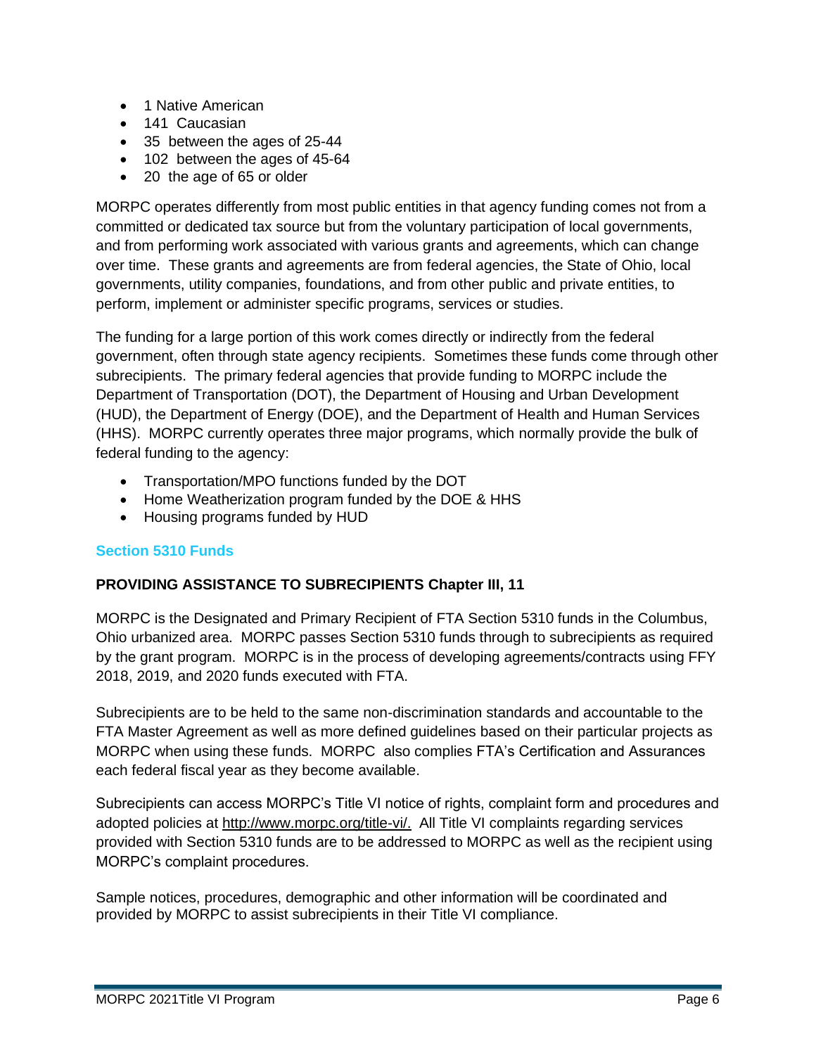- 1 Native American
- 141 Caucasian
- 35 between the ages of 25-44
- 102 between the ages of 45-64
- 20 the age of 65 or older

MORPC operates differently from most public entities in that agency funding comes not from a committed or dedicated tax source but from the voluntary participation of local governments, and from performing work associated with various grants and agreements, which can change over time. These grants and agreements are from federal agencies, the State of Ohio, local governments, utility companies, foundations, and from other public and private entities, to perform, implement or administer specific programs, services or studies.

The funding for a large portion of this work comes directly or indirectly from the federal government, often through state agency recipients. Sometimes these funds come through other subrecipients. The primary federal agencies that provide funding to MORPC include the Department of Transportation (DOT), the Department of Housing and Urban Development (HUD), the Department of Energy (DOE), and the Department of Health and Human Services (HHS). MORPC currently operates three major programs, which normally provide the bulk of federal funding to the agency:

- Transportation/MPO functions funded by the DOT
- Home Weatherization program funded by the DOE & HHS
- Housing programs funded by HUD

### Section 5310 Funds

**PROVIDING ASSISTANCE TO SUBRECIPIENTS Chapter III, 11**

MORPC is the Designated and Primary Recipient of FTA Section 5310 funds in the Columbus, Ohio urbanized area. MORPC passes Section 5310 funds through to subrecipients as required by the grant program. MORPC is in the process of developing agreements/contracts using FFY 2018, 2019, and 2020 funds executed with FTA.

Subrecipients are to be held to the same non-discrimination standards and accountable to the FTA Master Agreement as well as more defined guidelines based on their particular projects as MORPC when using these funds. MORPC also complies FTA's Certification and Assurances each federal fiscal year as they become available.

Subrecipients can access MORPC's Title VI notice of rights, complaint form and procedures and adopted policies at http://www.morpc.org/title-vi/. All Title VI complaints regarding services provided with Section 5310 funds are to be addressed to MORPC as well as the recipient using MORPC's complaint procedures.

Sample notices, procedures, demographic and other information will be coordinated and provided by MORPC to assist subrecipients in their Title VI compliance.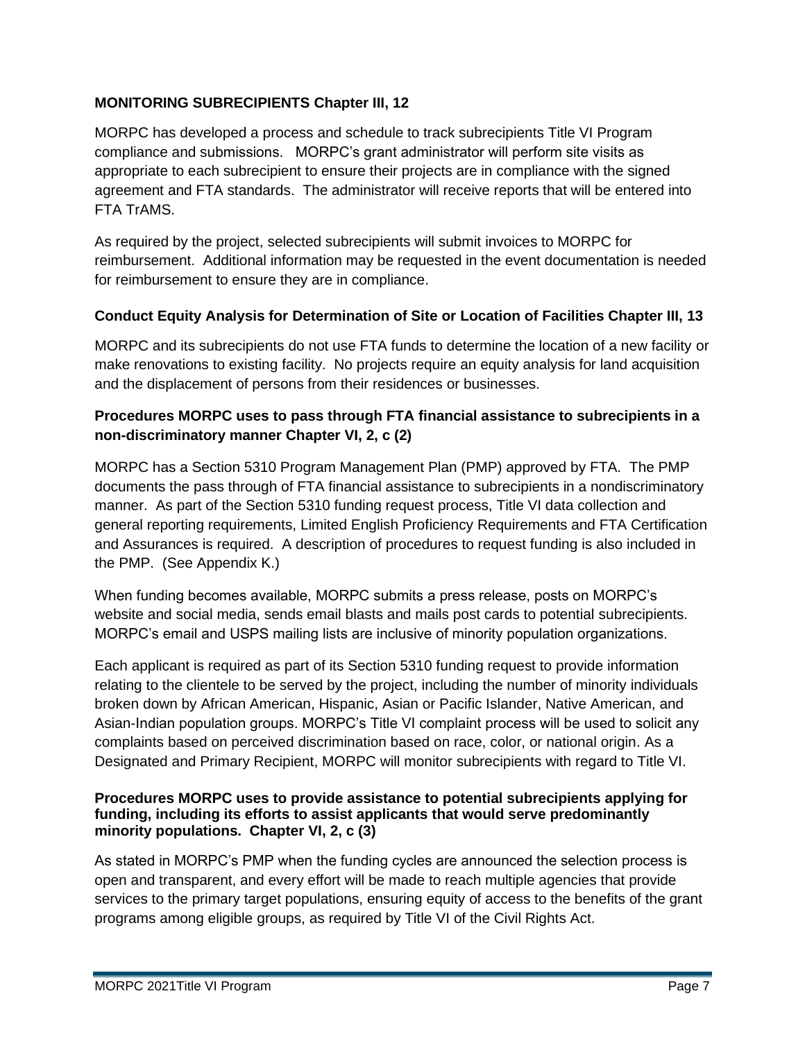**MONITORING SUBRECIPIENTS Chapter III, 12**

MORPC has developed a process and schedule to track subrecipients Title VI Program compliance and submissions. MORPC's grant administrator will perform site visits as appropriate to each subrecipient to ensure their projects are in compliance with the signed agreement and FTA standards. The administrator will receive reports that will be entered into FTA TrAMS.

As required by the project, selected subrecipients will submit invoices to MORPC for reimbursement. Additional information may be requested in the event documentation is needed for reimbursement to ensure they are in compliance.

**Conduct Equity Analysis for Determination of Site or Location of Facilities Chapter III, 13**

MORPC and its subrecipients do not use FTA funds to determine the location of a new facility or make renovations to existing facility. No projects require an equity analysis for land acquisition and the displacement of persons from their residences or businesses.

**Procedures MORPC uses to pass through FTA financial assistance to subrecipients in a non-discriminatory manner Chapter VI, 2, c (2)**

MORPC has a Section 5310 Program Management Plan (PMP) approved by FTA. The PMP documents the pass through of FTA financial assistance to subrecipients in a nondiscriminatory manner. As part of the Section 5310 funding request process, Title VI data collection and general reporting requirements, Limited English Proficiency Requirements and FTA Certification and Assurances is required. A description of procedures to request funding is also included in the PMP. (See Appendix K.)

When funding becomes available, MORPC submits a press release, posts on MORPC's website and social media, sends email blasts and mails post cards to potential subrecipients. MORPC's email and USPS mailing lists are inclusive of minority population organizations.

Each applicant is required as part of its Section 5310 funding request to provide information relating to the clientele to be served by the project, including the number of minority individuals broken down by African American, Hispanic, Asian or Pacific Islander, Native American, and Asian-Indian population groups. MORPC's Title VI complaint process will be used to solicit any complaints based on perceived discrimination based on race, color, or national origin. As a Designated and Primary Recipient, MORPC will monitor subrecipients with regard to Title VI.

**Procedures MORPC uses to provide assistance to potential subrecipients applying for funding, including its efforts to assist applicants that would serve predominantly minority populations. Chapter VI, 2, c (3)**

As stated in MORPC's PMP when the funding cycles are announced the selection process is open and transparent, and every effort will be made to reach multiple agencies that provide services to the primary target populations, ensuring equity of access to the benefits of the grant programs among eligible groups, as required by Title VI of the Civil Rights Act.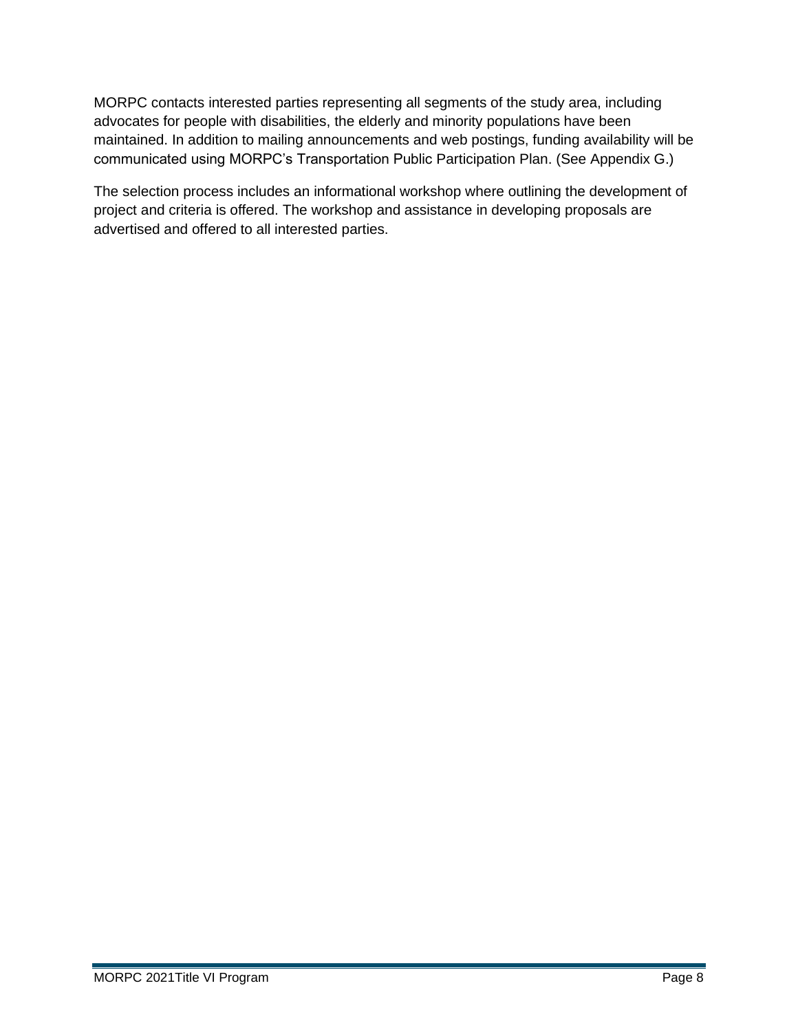MORPC contacts interested parties representing all segments of the study area, including advocates for people with disabilities, the elderly and minority populations have been maintained. In addition to mailing announcements and web postings, funding availability will be communicated using MORPC's Transportation Public Participation Plan. (See Appendix G.)

The selection process includes an informational workshop where outlining the development of project and criteria is offered. The workshop and assistance in developing proposals are advertised and offered to all interested parties.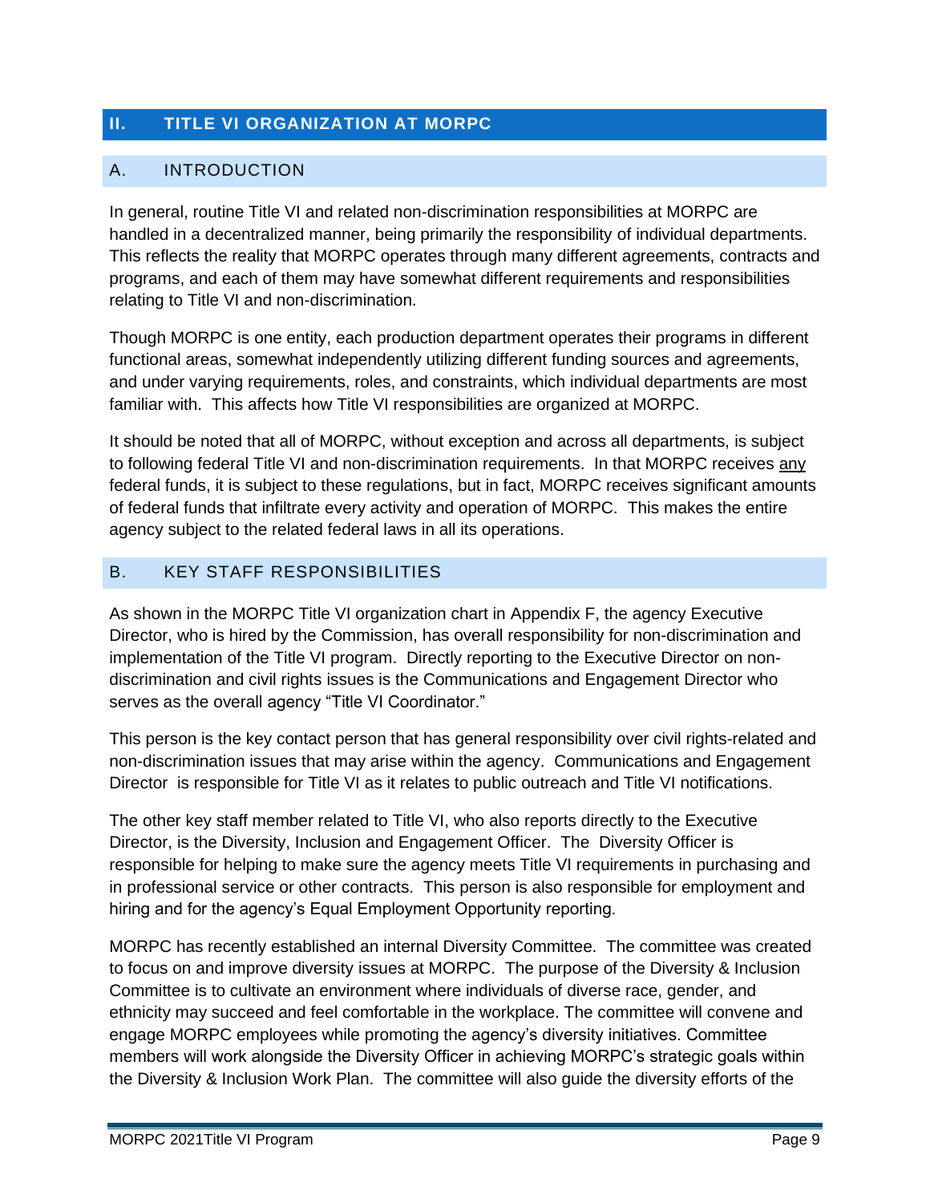## II. TITLE VI ORGANIZATION AT MORPC

### A. INTRODUCTION

In general, routine Title VI and related non-discrimination responsibilities at MORPC are handled in a decentralized manner, being primarily the responsibility of individual departments. This reflects the reality that MORPC operates through many different agreements, contracts and programs, and each of them may have somewhat different requirements and responsibilities relating to Title VI and non-discrimination.

Though MORPC is one entity, each production department operates their programs in different functional areas, somewhat independently utilizing different funding sources and agreements, and under varying requirements, roles, and constraints, which individual departments are most familiar with. This affects how Title VI responsibilities are organized at MORPC.

It should be noted that all of MORPC, without exception and across all departments, is subject to following federal Title VI and non-discrimination requirements. In that MORPC receives <u>any</u> federal funds, it is subject to these regulations, but in fact, MORPC receives significant amounts of federal funds that infiltrate every activity and operation of MORPC. This makes the entire agency subject to the related federal laws in all its operations.

### B. KEY STAFF RESPONSIBILITIES

As shown in the MORPC Title VI organization chart in Appendix F, the agency Executive Director, who is hired by the Commission, has overall responsibility for non-discrimination and implementation of the Title VI program. Directly reporting to the Executive Director on non-discrimination and civil rights issues is the Communications and Engagement Director who serves as the overall agency "Title VI Coordinator."

This person is the key contact person that has general responsibility over civil rights-related and non-discrimination issues that may arise within the agency. Communications and Engagement Director is responsible for Title VI as it relates to public outreach and Title VI notifications.

The other key staff member related to Title VI, who also reports directly to the Executive Director, is the Diversity, Inclusion and Engagement Officer. The Diversity Officer is responsible for helping to make sure the agency meets Title VI requirements in purchasing and in professional service or other contracts. This person is also responsible for employment and hiring and for the agency's Equal Employment Opportunity reporting.

MORPC has recently established an internal Diversity Committee. The committee was created to focus on and improve diversity issues at MORPC. The purpose of the Diversity & Inclusion Committee is to cultivate an environment where individuals of diverse race, gender, and ethnicity may succeed and feel comfortable in the workplace. The committee will convene and engage MORPC employees while promoting the agency's diversity initiatives. Committee members will work alongside the Diversity Officer in achieving MORPC's strategic goals within the Diversity & Inclusion Work Plan. The committee will also guide the diversity efforts of the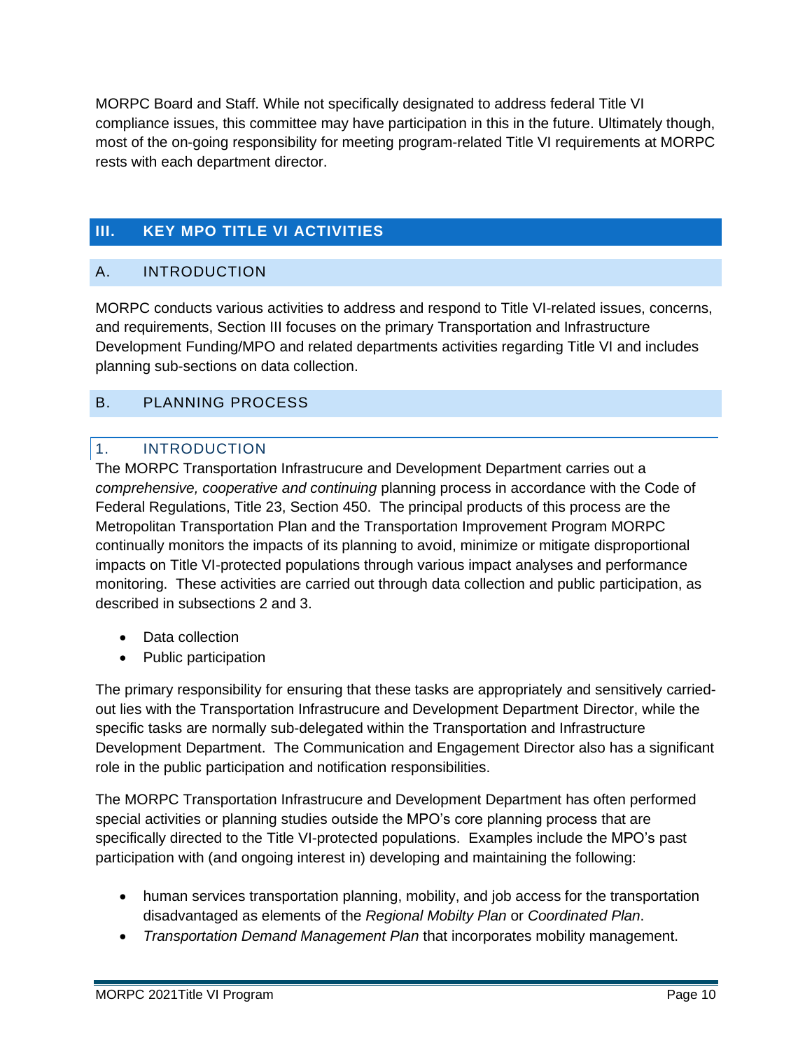MORPC Board and Staff. While not specifically designated to address federal Title VI compliance issues, this committee may have participation in this in the future. Ultimately though, most of the on-going responsibility for meeting program-related Title VI requirements at MORPC rests with each department director.

# III. KEY MPO TITLE VI ACTIVITIES

## A. INTRODUCTION

MORPC conducts various activities to address and respond to Title VI-related issues, concerns, and requirements, Section III focuses on the primary Transportation and Infrastructure Development Funding/MPO and related departments activities regarding Title VI and includes planning sub-sections on data collection.

## B. PLANNING PROCESS

### 1. INTRODUCTION

The MORPC Transportation Infrastrucure and Development Department carries out a *comprehensive, cooperative and continuing* planning process in accordance with the Code of Federal Regulations, Title 23, Section 450. The principal products of this process are the Metropolitan Transportation Plan and the Transportation Improvement Program MORPC continually monitors the impacts of its planning to avoid, minimize or mitigate disproportional impacts on Title VI-protected populations through various impact analyses and performance monitoring. These activities are carried out through data collection and public participation, as described in subsections 2 and 3.

- Data collection
- Public participation

The primary responsibility for ensuring that these tasks are appropriately and sensitively carried-out lies with the Transportation Infrastrucure and Development Department Director, while the specific tasks are normally sub-delegated within the Transportation and Infrastructure Development Department. The Communication and Engagement Director also has a significant role in the public participation and notification responsibilities.

The MORPC Transportation Infrastrucure and Development Department has often performed special activities or planning studies outside the MPO's core planning process that are specifically directed to the Title VI-protected populations. Examples include the MPO's past participation with (and ongoing interest in) developing and maintaining the following:

- human services transportation planning, mobility, and job access for the transportation disadvantaged as elements of the *Regional Mobilty Plan* or *Coordinated Plan*.
- *Transportation Demand Management Plan* that incorporates mobility management.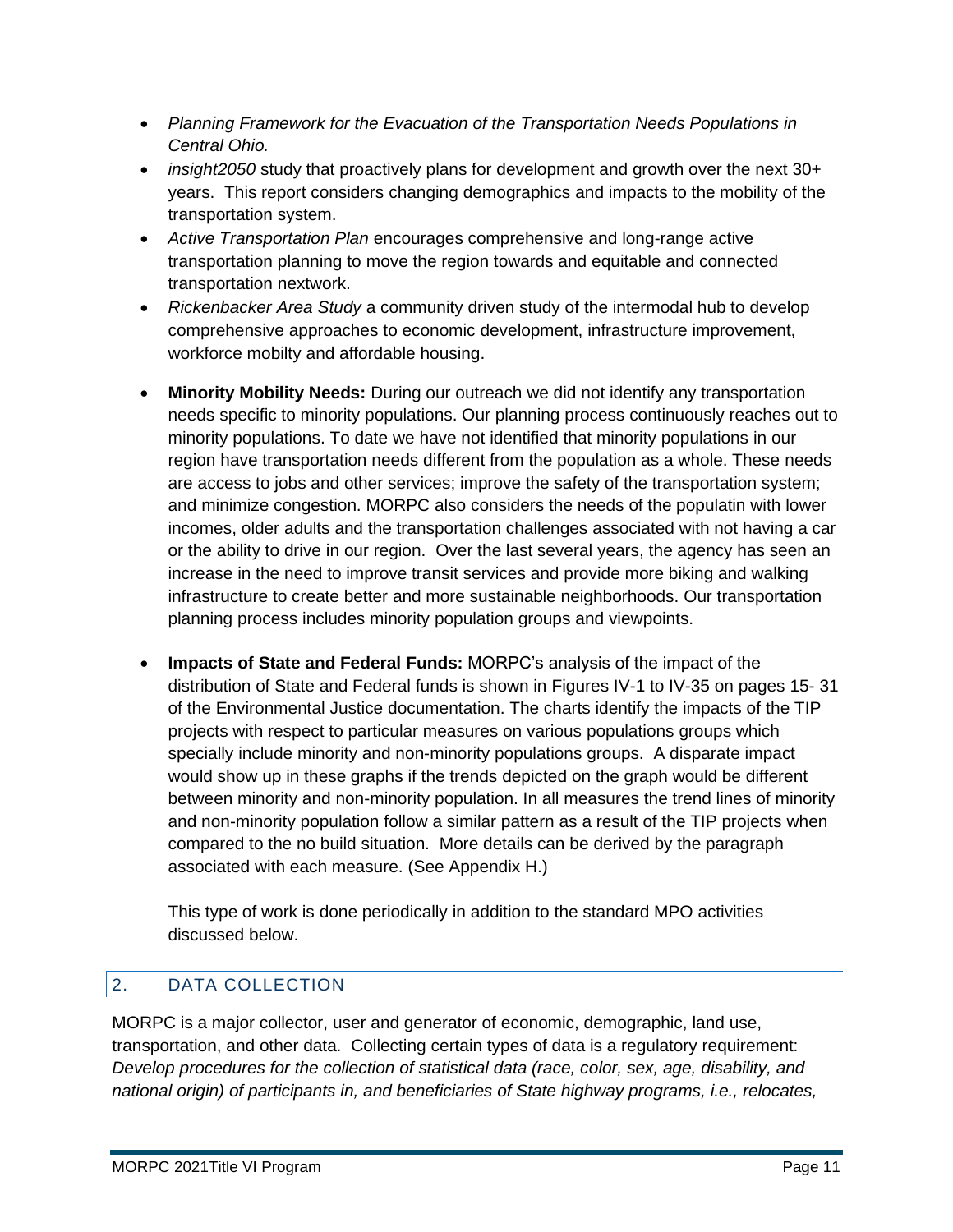- *Planning Framework for the Evacuation of the Transportation Needs Populations in Central Ohio.*
- *insight2050* study that proactively plans for development and growth over the next 30+ years. This report considers changing demographics and impacts to the mobility of the transportation system.
- *Active Transportation Plan* encourages comprehensive and long-range active transportation planning to move the region towards and equitable and connected transportation nextwork.
- *Rickenbacker Area Study* a community driven study of the intermodal hub to develop comprehensive approaches to economic development, infrastructure improvement, workforce mobilty and affordable housing.

- **Minority Mobility Needs:** During our outreach we did not identify any transportation needs specific to minority populations. Our planning process continuously reaches out to minority populations. To date we have not identified that minority populations in our region have transportation needs different from the population as a whole. These needs are access to jobs and other services; improve the safety of the transportation system; and minimize congestion. MORPC also considers the needs of the populatin with lower incomes, older adults and the transportation challenges associated with not having a car or the ability to drive in our region. Over the last several years, the agency has seen an increase in the need to improve transit services and provide more biking and walking infrastructure to create better and more sustainable neighborhoods. Our transportation planning process includes minority population groups and viewpoints.

- **Impacts of State and Federal Funds:** MORPC's analysis of the impact of the distribution of State and Federal funds is shown in Figures IV-1 to IV-35 on pages 15- 31 of the Environmental Justice documentation. The charts identify the impacts of the TIP projects with respect to particular measures on various populations groups which specially include minority and non-minority populations groups. A disparate impact would show up in these graphs if the trends depicted on the graph would be different between minority and non-minority population. In all measures the trend lines of minority and non-minority population follow a similar pattern as a result of the TIP projects when compared to the no build situation. More details can be derived by the paragraph associated with each measure. (See Appendix H.)

  This type of work is done periodically in addition to the standard MPO activities discussed below.

## 2. DATA COLLECTION

MORPC is a major collector, user and generator of economic, demographic, land use, transportation, and other data. Collecting certain types of data is a regulatory requirement: *Develop procedures for the collection of statistical data (race, color, sex, age, disability, and national origin) of participants in, and beneficiaries of State highway programs, i.e., relocates,*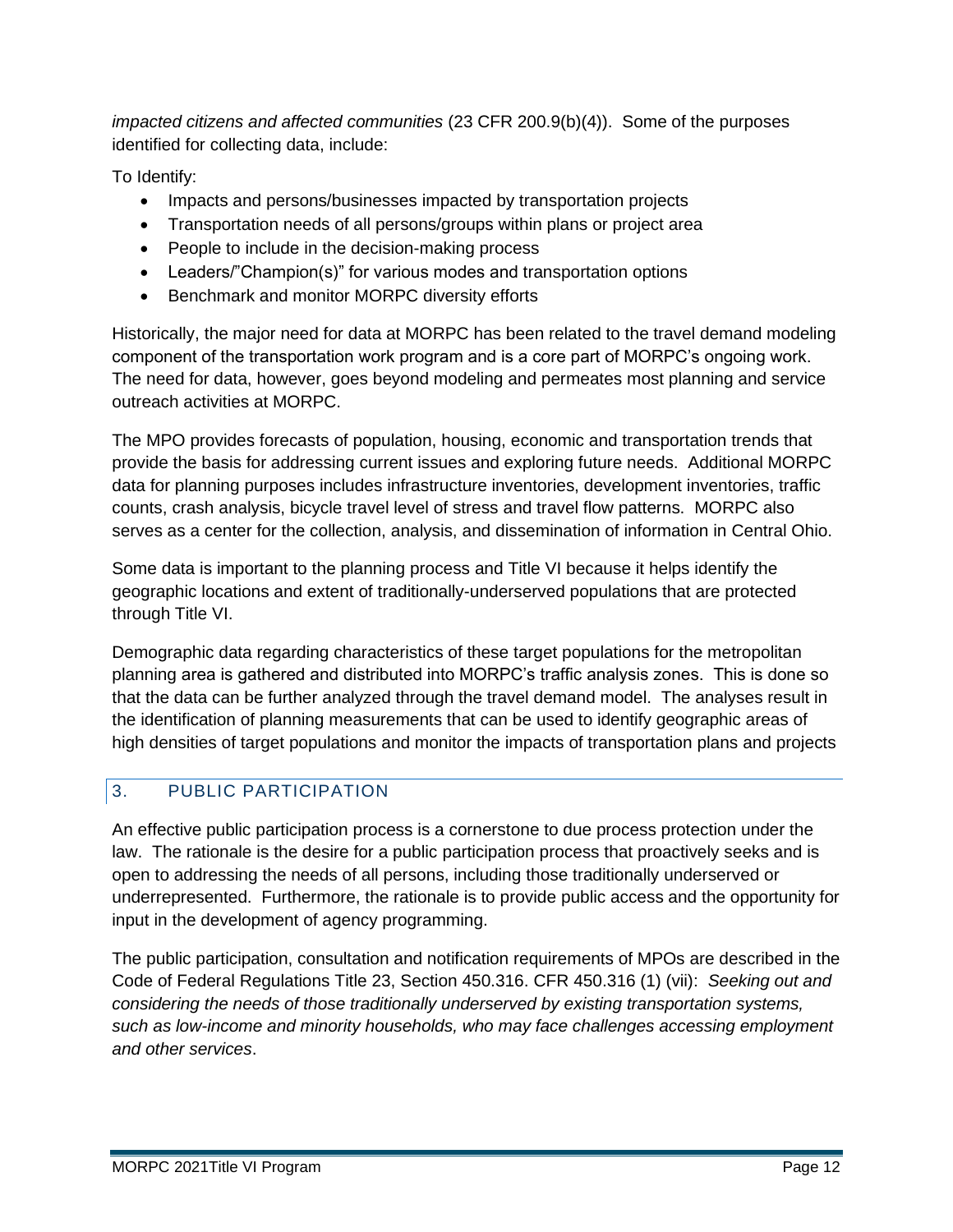*impacted citizens and affected communities* (23 CFR 200.9(b)(4)). Some of the purposes identified for collecting data, include:

To Identify:

- Impacts and persons/businesses impacted by transportation projects
- Transportation needs of all persons/groups within plans or project area
- People to include in the decision-making process
- Leaders/"Champion(s)" for various modes and transportation options
- Benchmark and monitor MORPC diversity efforts

Historically, the major need for data at MORPC has been related to the travel demand modeling component of the transportation work program and is a core part of MORPC's ongoing work. The need for data, however, goes beyond modeling and permeates most planning and service outreach activities at MORPC.

The MPO provides forecasts of population, housing, economic and transportation trends that provide the basis for addressing current issues and exploring future needs. Additional MORPC data for planning purposes includes infrastructure inventories, development inventories, traffic counts, crash analysis, bicycle travel level of stress and travel flow patterns. MORPC also serves as a center for the collection, analysis, and dissemination of information in Central Ohio.

Some data is important to the planning process and Title VI because it helps identify the geographic locations and extent of traditionally-underserved populations that are protected through Title VI.

Demographic data regarding characteristics of these target populations for the metropolitan planning area is gathered and distributed into MORPC's traffic analysis zones. This is done so that the data can be further analyzed through the travel demand model. The analyses result in the identification of planning measurements that can be used to identify geographic areas of high densities of target populations and monitor the impacts of transportation plans and projects

## 3. PUBLIC PARTICIPATION

An effective public participation process is a cornerstone to due process protection under the law. The rationale is the desire for a public participation process that proactively seeks and is open to addressing the needs of all persons, including those traditionally underserved or underrepresented. Furthermore, the rationale is to provide public access and the opportunity for input in the development of agency programming.

The public participation, consultation and notification requirements of MPOs are described in the Code of Federal Regulations Title 23, Section 450.316. CFR 450.316 (1) (vii): *Seeking out and considering the needs of those traditionally underserved by existing transportation systems, such as low-income and minority households, who may face challenges accessing employment and other services*.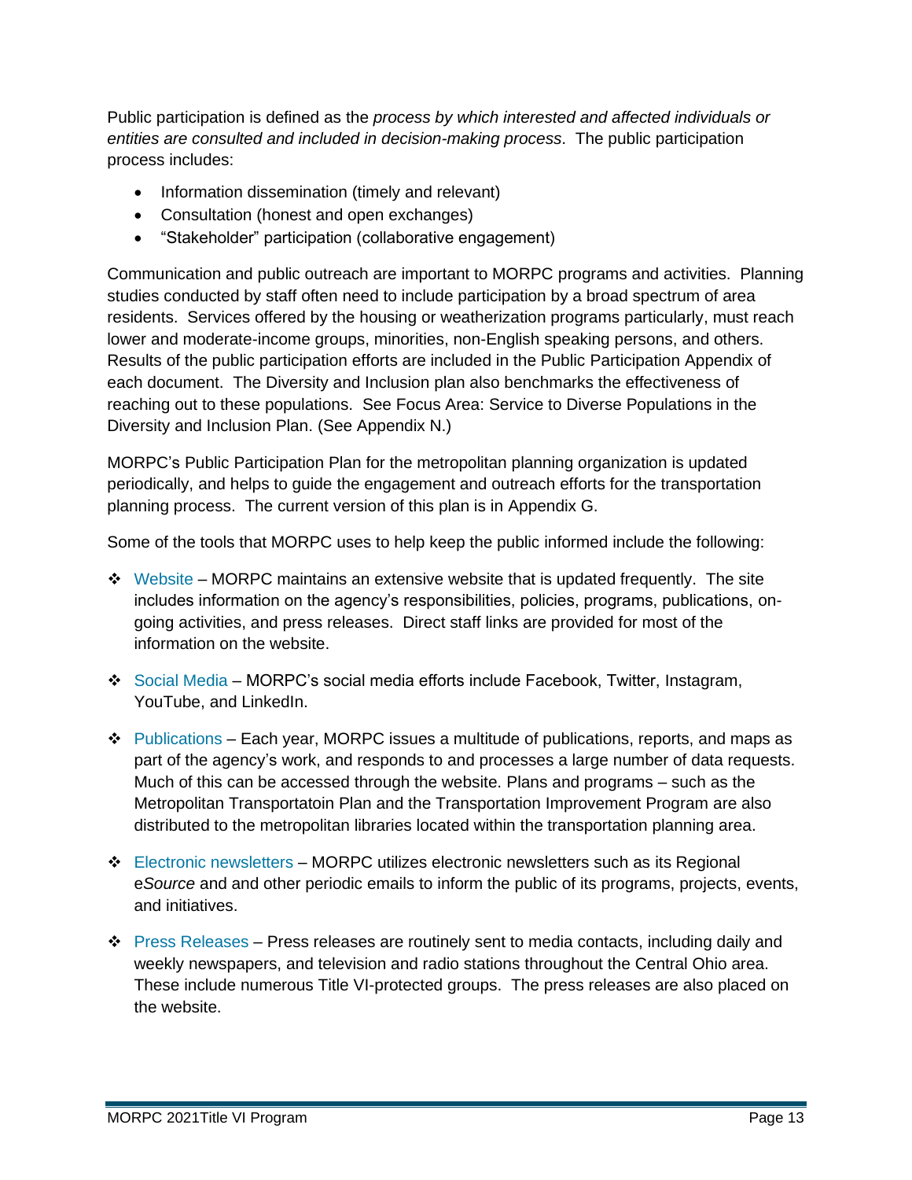Public participation is defined as the *process by which interested and affected individuals or entities are consulted and included in decision-making process*. The public participation process includes:

- Information dissemination (timely and relevant)
- Consultation (honest and open exchanges)
- "Stakeholder" participation (collaborative engagement)

Communication and public outreach are important to MORPC programs and activities. Planning studies conducted by staff often need to include participation by a broad spectrum of area residents. Services offered by the housing or weatherization programs particularly, must reach lower and moderate-income groups, minorities, non-English speaking persons, and others. Results of the public participation efforts are included in the Public Participation Appendix of each document. The Diversity and Inclusion plan also benchmarks the effectiveness of reaching out to these populations. See Focus Area: Service to Diverse Populations in the Diversity and Inclusion Plan. (See Appendix N.)

MORPC's Public Participation Plan for the metropolitan planning organization is updated periodically, and helps to guide the engagement and outreach efforts for the transportation planning process. The current version of this plan is in Appendix G.

Some of the tools that MORPC uses to help keep the public informed include the following:

- Website – MORPC maintains an extensive website that is updated frequently. The site includes information on the agency's responsibilities, policies, programs, publications, on-going activities, and press releases. Direct staff links are provided for most of the information on the website.
- Social Media – MORPC's social media efforts include Facebook, Twitter, Instagram, YouTube, and LinkedIn.
- Publications – Each year, MORPC issues a multitude of publications, reports, and maps as part of the agency's work, and responds to and processes a large number of data requests. Much of this can be accessed through the website. Plans and programs – such as the Metropolitan Transportatoin Plan and the Transportation Improvement Program are also distributed to the metropolitan libraries located within the transportation planning area.
- Electronic newsletters – MORPC utilizes electronic newsletters such as its Regional e*Source* and and other periodic emails to inform the public of its programs, projects, events, and initiatives.
- Press Releases – Press releases are routinely sent to media contacts, including daily and weekly newspapers, and television and radio stations throughout the Central Ohio area. These include numerous Title VI-protected groups. The press releases are also placed on the website.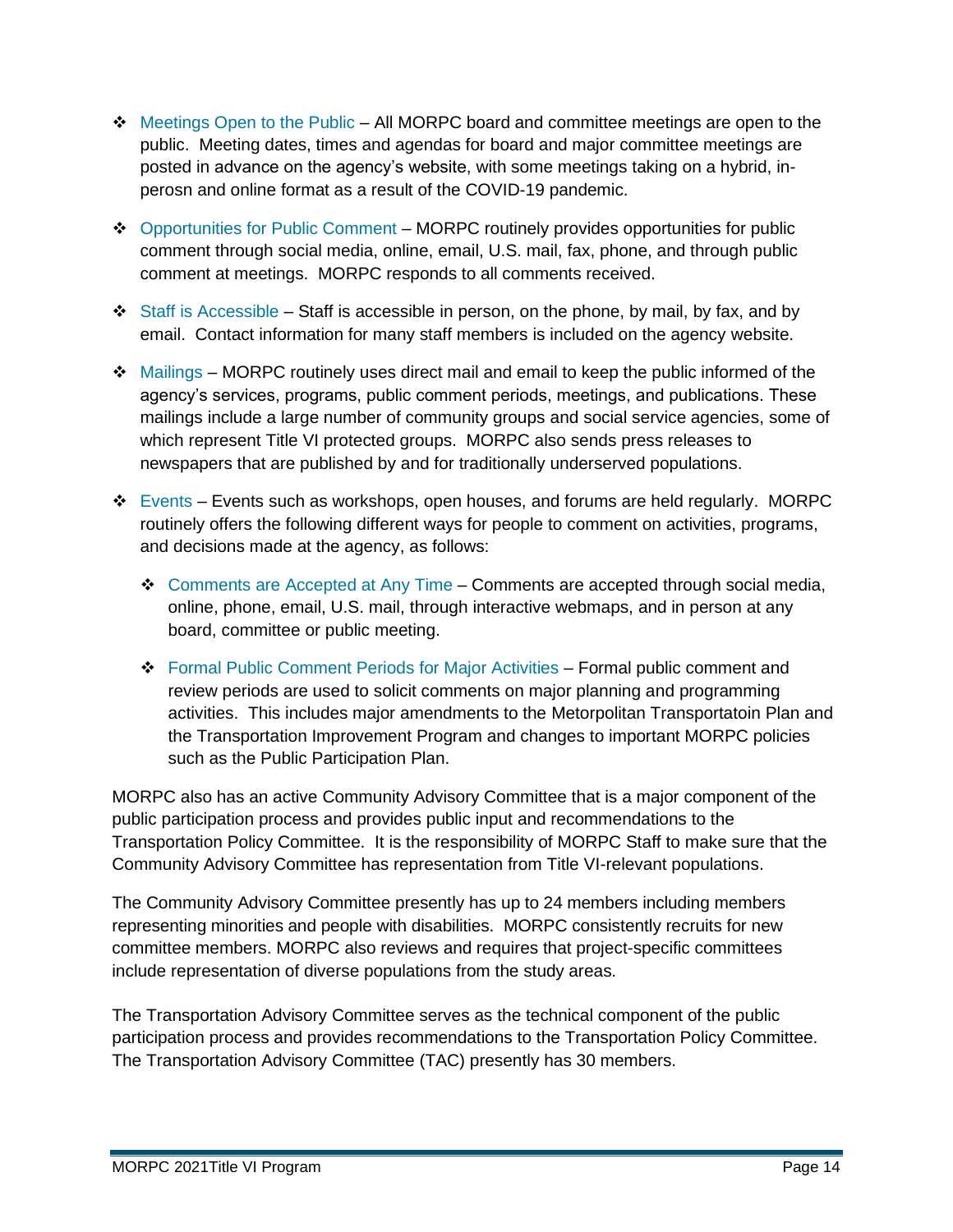- Meetings Open to the Public – All MORPC board and committee meetings are open to the public. Meeting dates, times and agendas for board and major committee meetings are posted in advance on the agency's website, with some meetings taking on a hybrid, in-perosn and online format as a result of the COVID-19 pandemic.

- Opportunities for Public Comment – MORPC routinely provides opportunities for public comment through social media, online, email, U.S. mail, fax, phone, and through public comment at meetings. MORPC responds to all comments received.

- Staff is Accessible – Staff is accessible in person, on the phone, by mail, by fax, and by email. Contact information for many staff members is included on the agency website.

- Mailings – MORPC routinely uses direct mail and email to keep the public informed of the agency's services, programs, public comment periods, meetings, and publications. These mailings include a large number of community groups and social service agencies, some of which represent Title VI protected groups. MORPC also sends press releases to newspapers that are published by and for traditionally underserved populations.

- Events – Events such as workshops, open houses, and forums are held regularly. MORPC routinely offers the following different ways for people to comment on activities, programs, and decisions made at the agency, as follows:

  - Comments are Accepted at Any Time – Comments are accepted through social media, online, phone, email, U.S. mail, through interactive webmaps, and in person at any board, committee or public meeting.

  - Formal Public Comment Periods for Major Activities – Formal public comment and review periods are used to solicit comments on major planning and programming activities. This includes major amendments to the Metorpolitan Transportatoin Plan and the Transportation Improvement Program and changes to important MORPC policies such as the Public Participation Plan.

MORPC also has an active Community Advisory Committee that is a major component of the public participation process and provides public input and recommendations to the Transportation Policy Committee. It is the responsibility of MORPC Staff to make sure that the Community Advisory Committee has representation from Title VI-relevant populations.

The Community Advisory Committee presently has up to 24 members including members representing minorities and people with disabilities. MORPC consistently recruits for new committee members. MORPC also reviews and requires that project-specific committees include representation of diverse populations from the study areas.

The Transportation Advisory Committee serves as the technical component of the public participation process and provides recommendations to the Transportation Policy Committee. The Transportation Advisory Committee (TAC) presently has 30 members.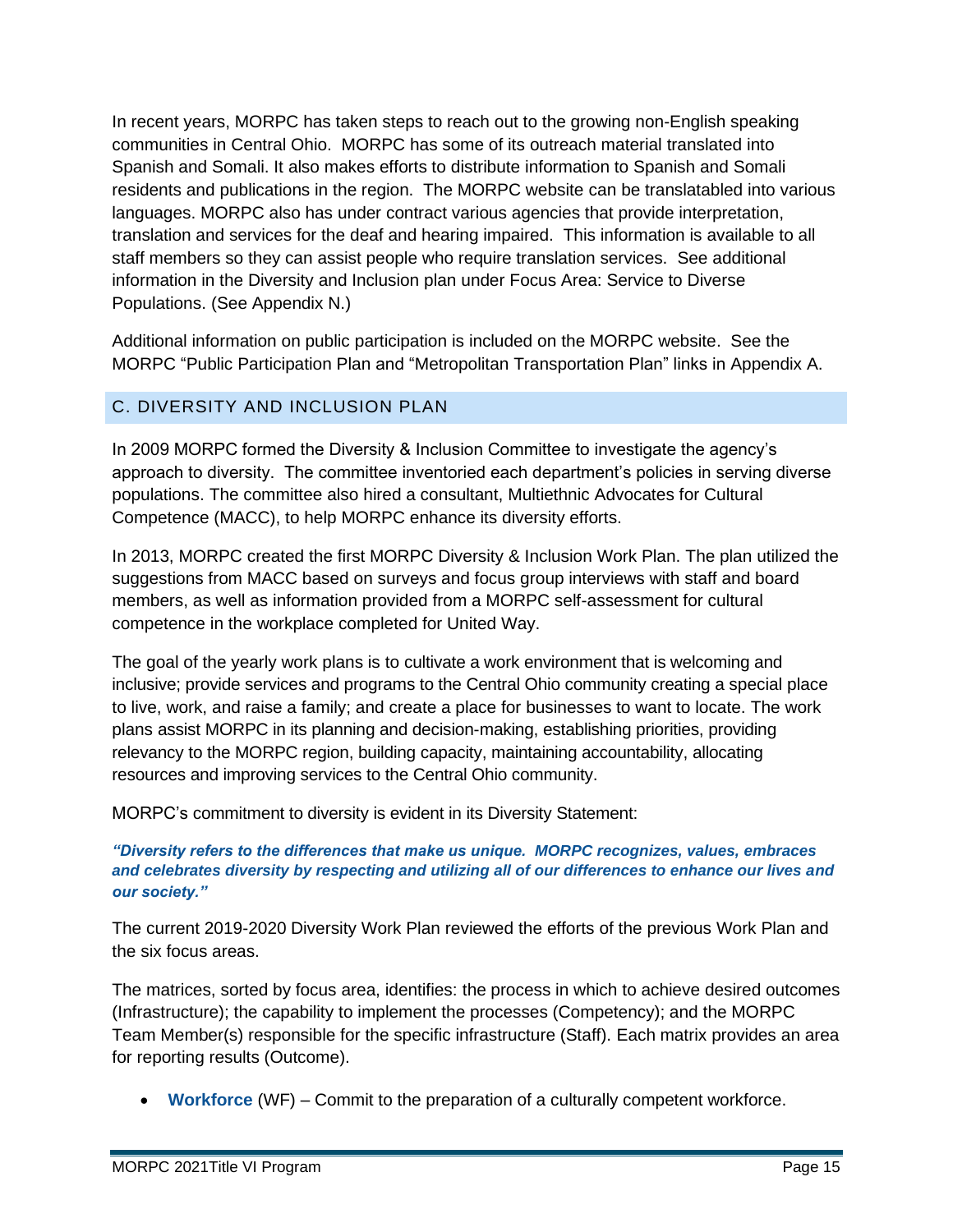In recent years, MORPC has taken steps to reach out to the growing non-English speaking communities in Central Ohio. MORPC has some of its outreach material translated into Spanish and Somali. It also makes efforts to distribute information to Spanish and Somali residents and publications in the region. The MORPC website can be translatabled into various languages. MORPC also has under contract various agencies that provide interpretation, translation and services for the deaf and hearing impaired. This information is available to all staff members so they can assist people who require translation services. See additional information in the Diversity and Inclusion plan under Focus Area: Service to Diverse Populations. (See Appendix N.)

Additional information on public participation is included on the MORPC website. See the MORPC "Public Participation Plan and "Metropolitan Transportation Plan" links in Appendix A.

## C. DIVERSITY AND INCLUSION PLAN

In 2009 MORPC formed the Diversity & Inclusion Committee to investigate the agency's approach to diversity. The committee inventoried each department's policies in serving diverse populations. The committee also hired a consultant, Multiethnic Advocates for Cultural Competence (MACC), to help MORPC enhance its diversity efforts.

In 2013, MORPC created the first MORPC Diversity & Inclusion Work Plan. The plan utilized the suggestions from MACC based on surveys and focus group interviews with staff and board members, as well as information provided from a MORPC self-assessment for cultural competence in the workplace completed for United Way.

The goal of the yearly work plans is to cultivate a work environment that is welcoming and inclusive; provide services and programs to the Central Ohio community creating a special place to live, work, and raise a family; and create a place for businesses to want to locate. The work plans assist MORPC in its planning and decision-making, establishing priorities, providing relevancy to the MORPC region, building capacity, maintaining accountability, allocating resources and improving services to the Central Ohio community.

MORPC's commitment to diversity is evident in its Diversity Statement:

***"Diversity refers to the differences that make us unique. MORPC recognizes, values, embraces and celebrates diversity by respecting and utilizing all of our differences to enhance our lives and our society."***

The current 2019-2020 Diversity Work Plan reviewed the efforts of the previous Work Plan and the six focus areas.

The matrices, sorted by focus area, identifies: the process in which to achieve desired outcomes (Infrastructure); the capability to implement the processes (Competency); and the MORPC Team Member(s) responsible for the specific infrastructure (Staff). Each matrix provides an area for reporting results (Outcome).

- **Workforce** (WF) – Commit to the preparation of a culturally competent workforce.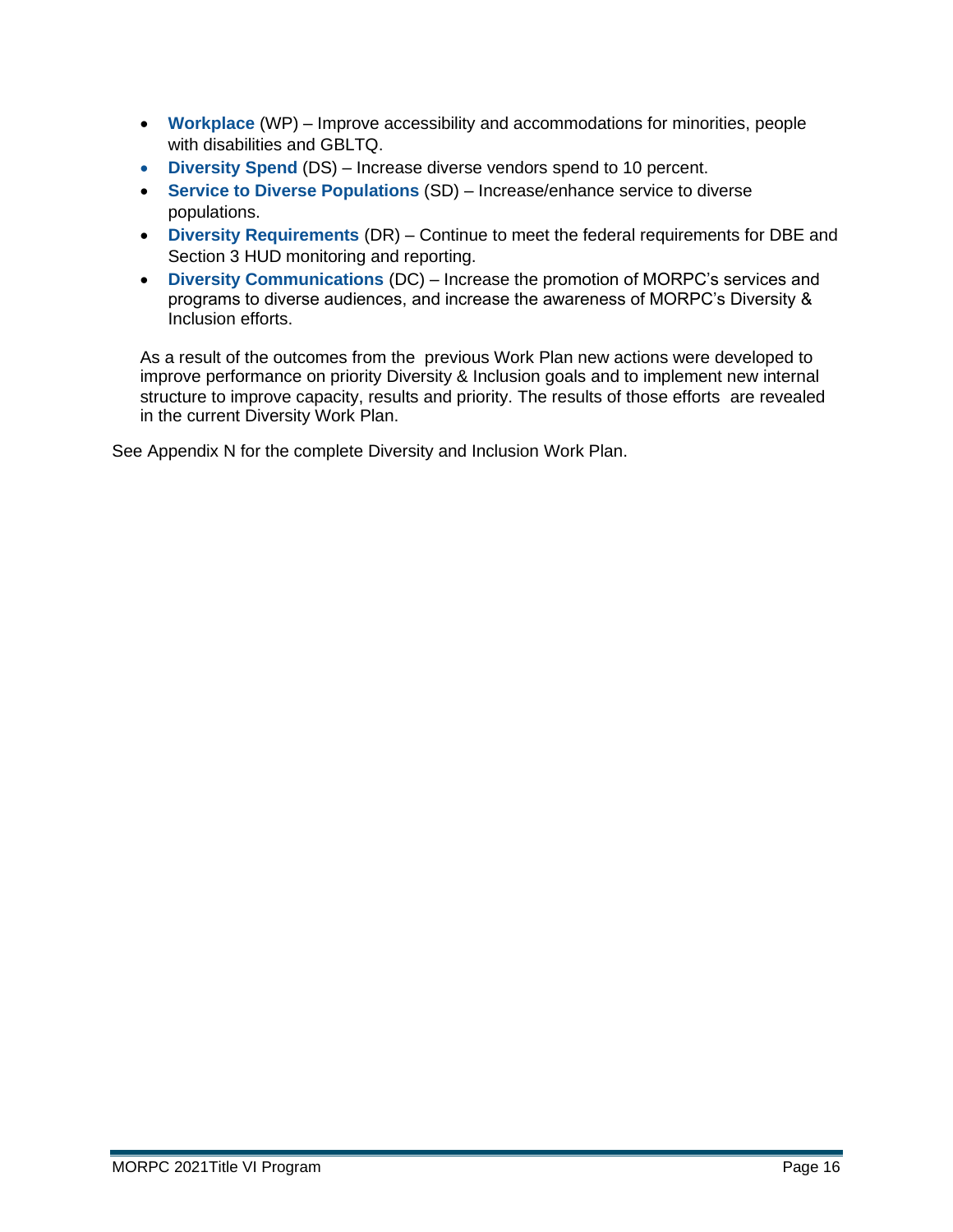- **Workplace** (WP) – Improve accessibility and accommodations for minorities, people with disabilities and GBLTQ.
- **Diversity Spend** (DS) – Increase diverse vendors spend to 10 percent.
- **Service to Diverse Populations** (SD) – Increase/enhance service to diverse populations.
- **Diversity Requirements** (DR) – Continue to meet the federal requirements for DBE and Section 3 HUD monitoring and reporting.
- **Diversity Communications** (DC) – Increase the promotion of MORPC's services and programs to diverse audiences, and increase the awareness of MORPC's Diversity & Inclusion efforts.

As a result of the outcomes from the previous Work Plan new actions were developed to improve performance on priority Diversity & Inclusion goals and to implement new internal structure to improve capacity, results and priority. The results of those efforts are revealed in the current Diversity Work Plan.

See Appendix N for the complete Diversity and Inclusion Work Plan.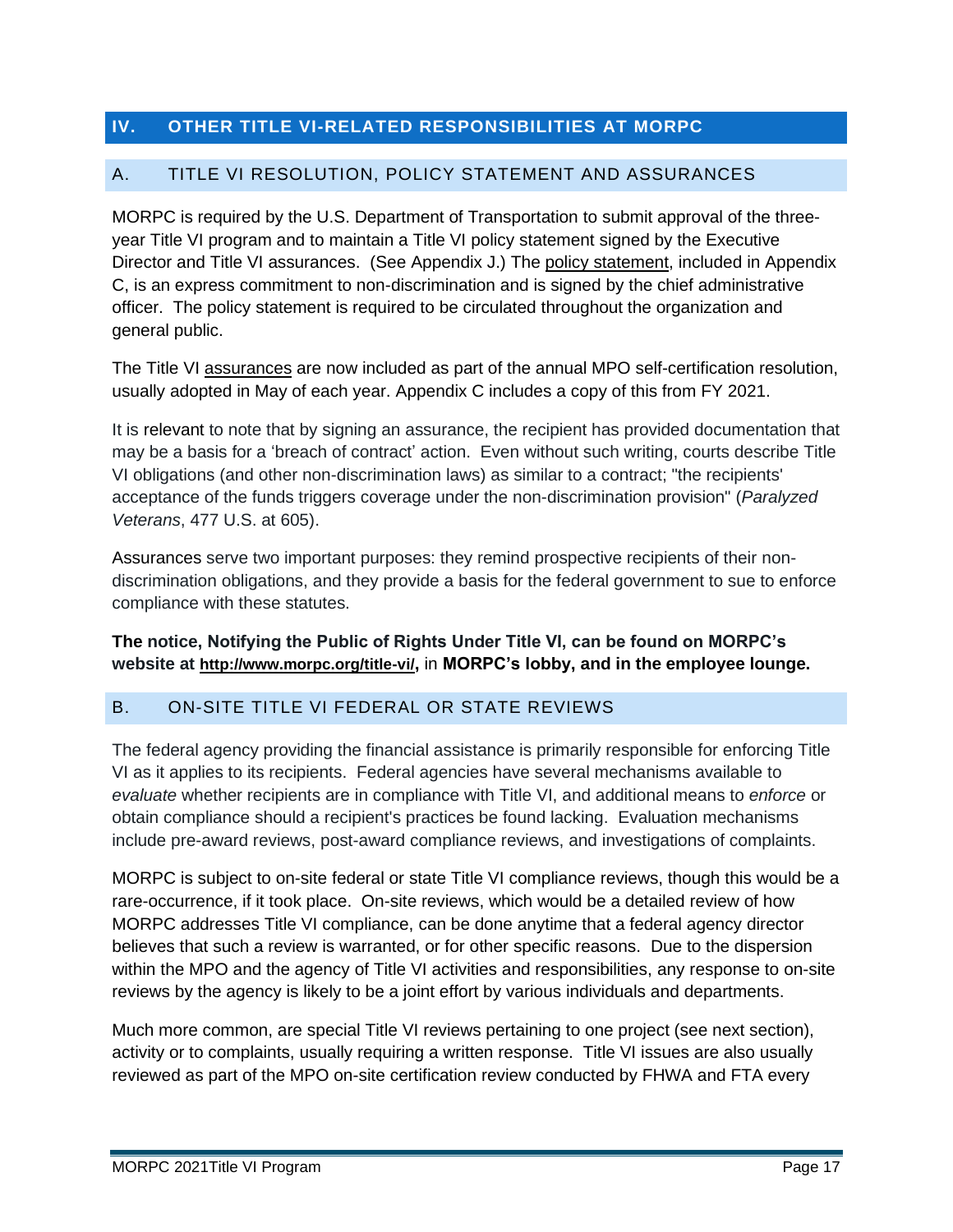## IV. OTHER TITLE VI-RELATED RESPONSIBILITIES AT MORPC

### A. TITLE VI RESOLUTION, POLICY STATEMENT AND ASSURANCES

MORPC is required by the U.S. Department of Transportation to submit approval of the three-year Title VI program and to maintain a Title VI policy statement signed by the Executive Director and Title VI assurances. (See Appendix J.) The policy statement, included in Appendix C, is an express commitment to non-discrimination and is signed by the chief administrative officer. The policy statement is required to be circulated throughout the organization and general public.

The Title VI assurances are now included as part of the annual MPO self-certification resolution, usually adopted in May of each year. Appendix C includes a copy of this from FY 2021.

It is relevant to note that by signing an assurance, the recipient has provided documentation that may be a basis for a 'breach of contract' action. Even without such writing, courts describe Title VI obligations (and other non-discrimination laws) as similar to a contract; "the recipients' acceptance of the funds triggers coverage under the non-discrimination provision" (*Paralyzed Veterans*, 477 U.S. at 605).

Assurances serve two important purposes: they remind prospective recipients of their non-discrimination obligations, and they provide a basis for the federal government to sue to enforce compliance with these statutes.

**The notice, Notifying the Public of Rights Under Title VI, can be found on MORPC's website at http://www.morpc.org/title-vi/,** in **MORPC's lobby, and in the employee lounge.**

### B. ON-SITE TITLE VI FEDERAL OR STATE REVIEWS

The federal agency providing the financial assistance is primarily responsible for enforcing Title VI as it applies to its recipients. Federal agencies have several mechanisms available to *evaluate* whether recipients are in compliance with Title VI, and additional means to *enforce* or obtain compliance should a recipient's practices be found lacking. Evaluation mechanisms include pre-award reviews, post-award compliance reviews, and investigations of complaints.

MORPC is subject to on-site federal or state Title VI compliance reviews, though this would be a rare-occurrence, if it took place. On-site reviews, which would be a detailed review of how MORPC addresses Title VI compliance, can be done anytime that a federal agency director believes that such a review is warranted, or for other specific reasons. Due to the dispersion within the MPO and the agency of Title VI activities and responsibilities, any response to on-site reviews by the agency is likely to be a joint effort by various individuals and departments.

Much more common, are special Title VI reviews pertaining to one project (see next section), activity or to complaints, usually requiring a written response. Title VI issues are also usually reviewed as part of the MPO on-site certification review conducted by FHWA and FTA every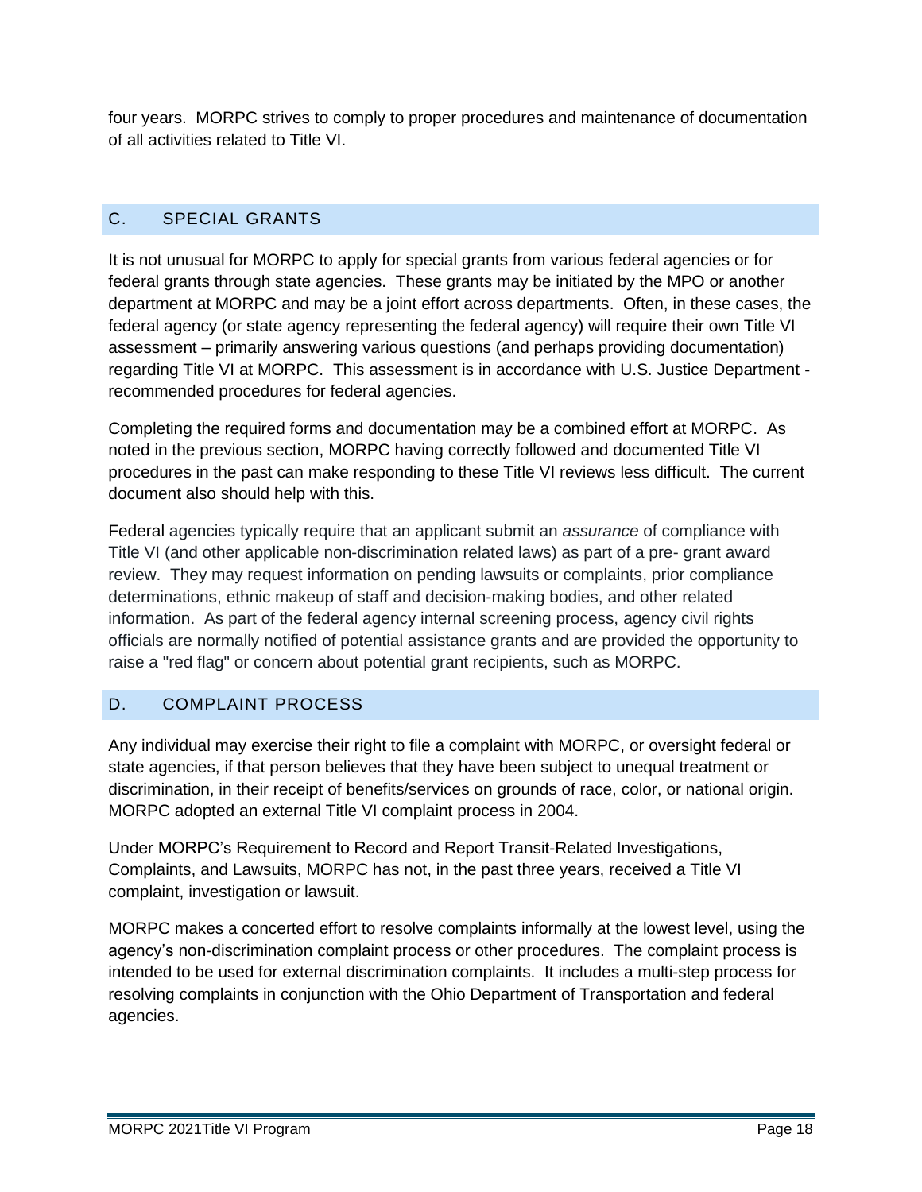four years. MORPC strives to comply to proper procedures and maintenance of documentation of all activities related to Title VI.

## C. SPECIAL GRANTS

It is not unusual for MORPC to apply for special grants from various federal agencies or for federal grants through state agencies. These grants may be initiated by the MPO or another department at MORPC and may be a joint effort across departments. Often, in these cases, the federal agency (or state agency representing the federal agency) will require their own Title VI assessment – primarily answering various questions (and perhaps providing documentation) regarding Title VI at MORPC. This assessment is in accordance with U.S. Justice Department - recommended procedures for federal agencies.

Completing the required forms and documentation may be a combined effort at MORPC. As noted in the previous section, MORPC having correctly followed and documented Title VI procedures in the past can make responding to these Title VI reviews less difficult. The current document also should help with this.

Federal agencies typically require that an applicant submit an *assurance* of compliance with Title VI (and other applicable non-discrimination related laws) as part of a pre- grant award review. They may request information on pending lawsuits or complaints, prior compliance determinations, ethnic makeup of staff and decision-making bodies, and other related information. As part of the federal agency internal screening process, agency civil rights officials are normally notified of potential assistance grants and are provided the opportunity to raise a "red flag" or concern about potential grant recipients, such as MORPC.

## D. COMPLAINT PROCESS

Any individual may exercise their right to file a complaint with MORPC, or oversight federal or state agencies, if that person believes that they have been subject to unequal treatment or discrimination, in their receipt of benefits/services on grounds of race, color, or national origin. MORPC adopted an external Title VI complaint process in 2004.

Under MORPC's Requirement to Record and Report Transit-Related Investigations, Complaints, and Lawsuits, MORPC has not, in the past three years, received a Title VI complaint, investigation or lawsuit.

MORPC makes a concerted effort to resolve complaints informally at the lowest level, using the agency's non-discrimination complaint process or other procedures. The complaint process is intended to be used for external discrimination complaints. It includes a multi-step process for resolving complaints in conjunction with the Ohio Department of Transportation and federal agencies.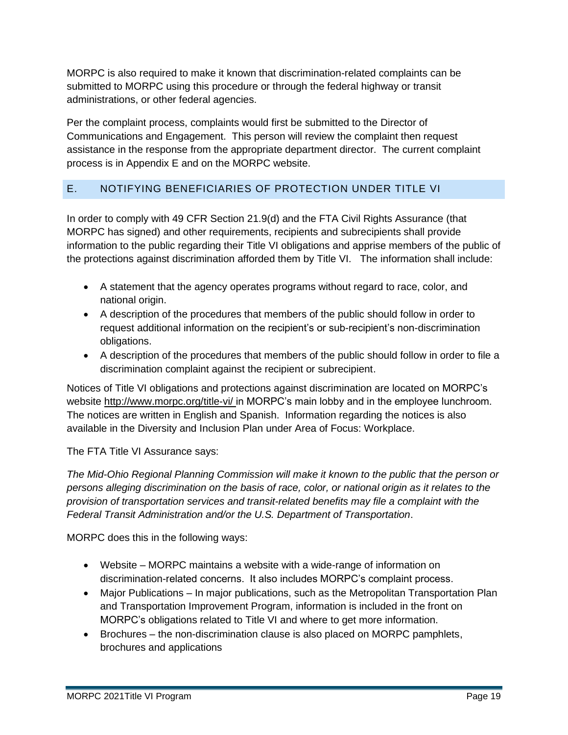MORPC is also required to make it known that discrimination-related complaints can be submitted to MORPC using this procedure or through the federal highway or transit administrations, or other federal agencies.

Per the complaint process, complaints would first be submitted to the Director of Communications and Engagement. This person will review the complaint then request assistance in the response from the appropriate department director. The current complaint process is in Appendix E and on the MORPC website.

## E. NOTIFYING BENEFICIARIES OF PROTECTION UNDER TITLE VI

In order to comply with 49 CFR Section 21.9(d) and the FTA Civil Rights Assurance (that MORPC has signed) and other requirements, recipients and subrecipients shall provide information to the public regarding their Title VI obligations and apprise members of the public of the protections against discrimination afforded them by Title VI. The information shall include:

- A statement that the agency operates programs without regard to race, color, and national origin.
- A description of the procedures that members of the public should follow in order to request additional information on the recipient's or sub-recipient's non-discrimination obligations.
- A description of the procedures that members of the public should follow in order to file a discrimination complaint against the recipient or subrecipient.

Notices of Title VI obligations and protections against discrimination are located on MORPC's website http://www.morpc.org/title-vi/ in MORPC's main lobby and in the employee lunchroom. The notices are written in English and Spanish. Information regarding the notices is also available in the Diversity and Inclusion Plan under Area of Focus: Workplace.

The FTA Title VI Assurance says:

*The Mid-Ohio Regional Planning Commission will make it known to the public that the person or persons alleging discrimination on the basis of race, color, or national origin as it relates to the provision of transportation services and transit-related benefits may file a complaint with the Federal Transit Administration and/or the U.S. Department of Transportation*.

MORPC does this in the following ways:

- Website – MORPC maintains a website with a wide-range of information on discrimination-related concerns. It also includes MORPC's complaint process.
- Major Publications – In major publications, such as the Metropolitan Transportation Plan and Transportation Improvement Program, information is included in the front on MORPC's obligations related to Title VI and where to get more information.
- Brochures – the non-discrimination clause is also placed on MORPC pamphlets, brochures and applications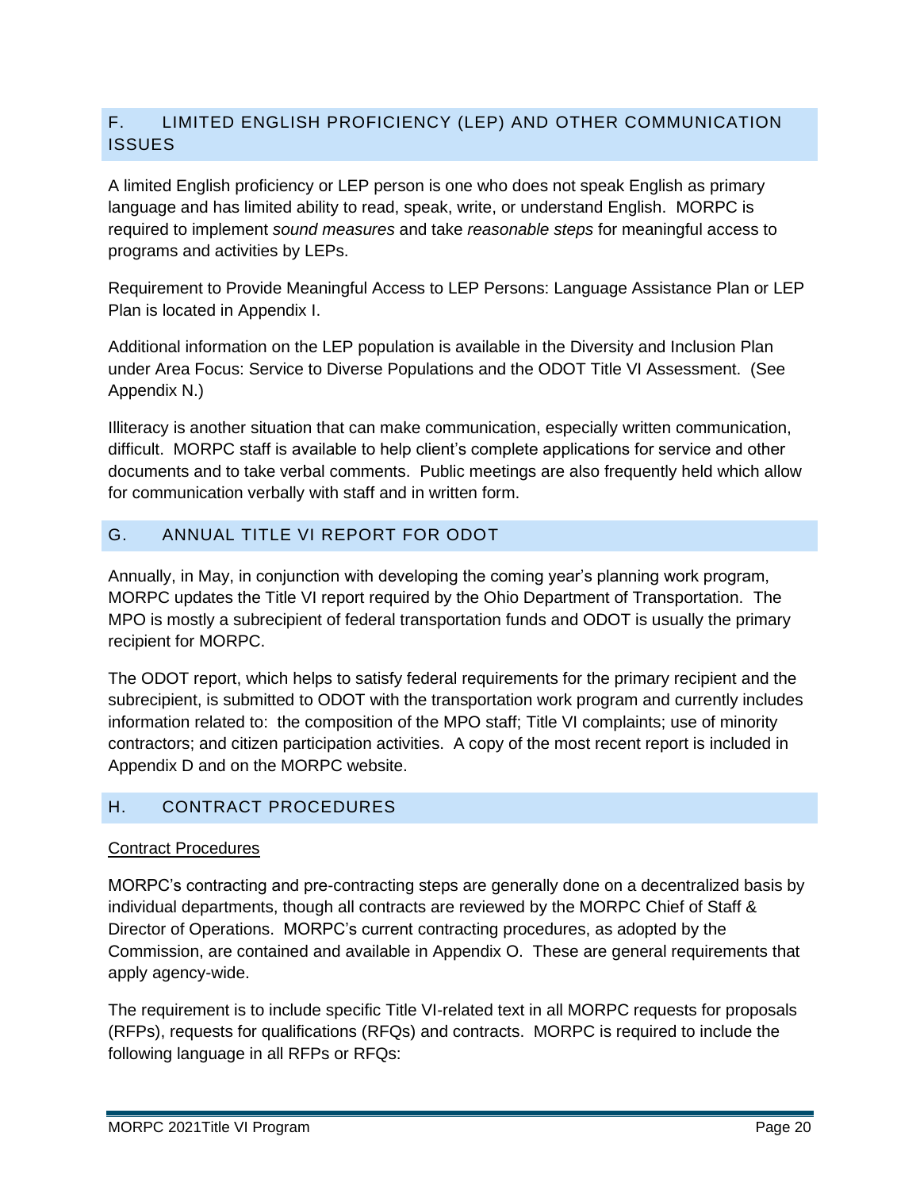## F. LIMITED ENGLISH PROFICIENCY (LEP) AND OTHER COMMUNICATION ISSUES

A limited English proficiency or LEP person is one who does not speak English as primary language and has limited ability to read, speak, write, or understand English. MORPC is required to implement *sound measures* and take *reasonable steps* for meaningful access to programs and activities by LEPs.

Requirement to Provide Meaningful Access to LEP Persons: Language Assistance Plan or LEP Plan is located in Appendix I.

Additional information on the LEP population is available in the Diversity and Inclusion Plan under Area Focus: Service to Diverse Populations and the ODOT Title VI Assessment. (See Appendix N.)

Illiteracy is another situation that can make communication, especially written communication, difficult. MORPC staff is available to help client's complete applications for service and other documents and to take verbal comments. Public meetings are also frequently held which allow for communication verbally with staff and in written form.

## G. ANNUAL TITLE VI REPORT FOR ODOT

Annually, in May, in conjunction with developing the coming year's planning work program, MORPC updates the Title VI report required by the Ohio Department of Transportation. The MPO is mostly a subrecipient of federal transportation funds and ODOT is usually the primary recipient for MORPC.

The ODOT report, which helps to satisfy federal requirements for the primary recipient and the subrecipient, is submitted to ODOT with the transportation work program and currently includes information related to: the composition of the MPO staff; Title VI complaints; use of minority contractors; and citizen participation activities. A copy of the most recent report is included in Appendix D and on the MORPC website.

## H. CONTRACT PROCEDURES

<u>Contract Procedures</u>

MORPC's contracting and pre-contracting steps are generally done on a decentralized basis by individual departments, though all contracts are reviewed by the MORPC Chief of Staff & Director of Operations. MORPC's current contracting procedures, as adopted by the Commission, are contained and available in Appendix O. These are general requirements that apply agency-wide.

The requirement is to include specific Title VI-related text in all MORPC requests for proposals (RFPs), requests for qualifications (RFQs) and contracts. MORPC is required to include the following language in all RFPs or RFQs: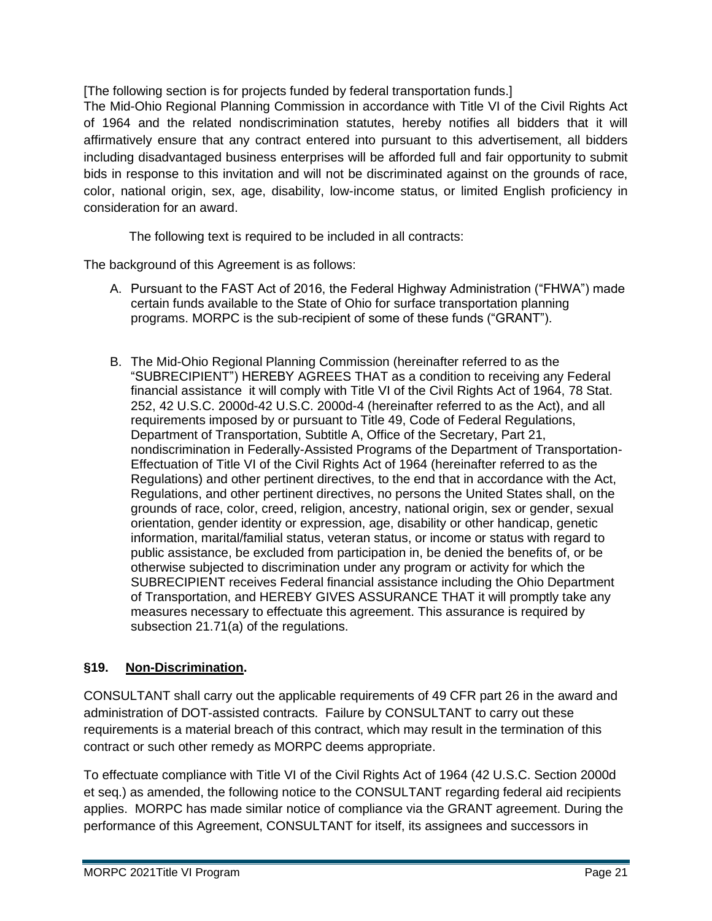[The following section is for projects funded by federal transportation funds.]
The Mid-Ohio Regional Planning Commission in accordance with Title VI of the Civil Rights Act of 1964 and the related nondiscrimination statutes, hereby notifies all bidders that it will affirmatively ensure that any contract entered into pursuant to this advertisement, all bidders including disadvantaged business enterprises will be afforded full and fair opportunity to submit bids in response to this invitation and will not be discriminated against on the grounds of race, color, national origin, sex, age, disability, low-income status, or limited English proficiency in consideration for an award.

The following text is required to be included in all contracts:

The background of this Agreement is as follows:

A. Pursuant to the FAST Act of 2016, the Federal Highway Administration ("FHWA") made certain funds available to the State of Ohio for surface transportation planning programs. MORPC is the sub-recipient of some of these funds ("GRANT").

B. The Mid-Ohio Regional Planning Commission (hereinafter referred to as the "SUBRECIPIENT") HEREBY AGREES THAT as a condition to receiving any Federal financial assistance it will comply with Title VI of the Civil Rights Act of 1964, 78 Stat. 252, 42 U.S.C. 2000d-42 U.S.C. 2000d-4 (hereinafter referred to as the Act), and all requirements imposed by or pursuant to Title 49, Code of Federal Regulations, Department of Transportation, Subtitle A, Office of the Secretary, Part 21, nondiscrimination in Federally-Assisted Programs of the Department of Transportation-Effectuation of Title VI of the Civil Rights Act of 1964 (hereinafter referred to as the Regulations) and other pertinent directives, to the end that in accordance with the Act, Regulations, and other pertinent directives, no persons the United States shall, on the grounds of race, color, creed, religion, ancestry, national origin, sex or gender, sexual orientation, gender identity or expression, age, disability or other handicap, genetic information, marital/familial status, veteran status, or income or status with regard to public assistance, be excluded from participation in, be denied the benefits of, or be otherwise subjected to discrimination under any program or activity for which the SUBRECIPIENT receives Federal financial assistance including the Ohio Department of Transportation, and HEREBY GIVES ASSURANCE THAT it will promptly take any measures necessary to effectuate this agreement. This assurance is required by subsection 21.71(a) of the regulations.

## §19. <u>Non-Discrimination</u>.

CONSULTANT shall carry out the applicable requirements of 49 CFR part 26 in the award and administration of DOT-assisted contracts. Failure by CONSULTANT to carry out these requirements is a material breach of this contract, which may result in the termination of this contract or such other remedy as MORPC deems appropriate.

To effectuate compliance with Title VI of the Civil Rights Act of 1964 (42 U.S.C. Section 2000d et seq.) as amended, the following notice to the CONSULTANT regarding federal aid recipients applies. MORPC has made similar notice of compliance via the GRANT agreement. During the performance of this Agreement, CONSULTANT for itself, its assignees and successors in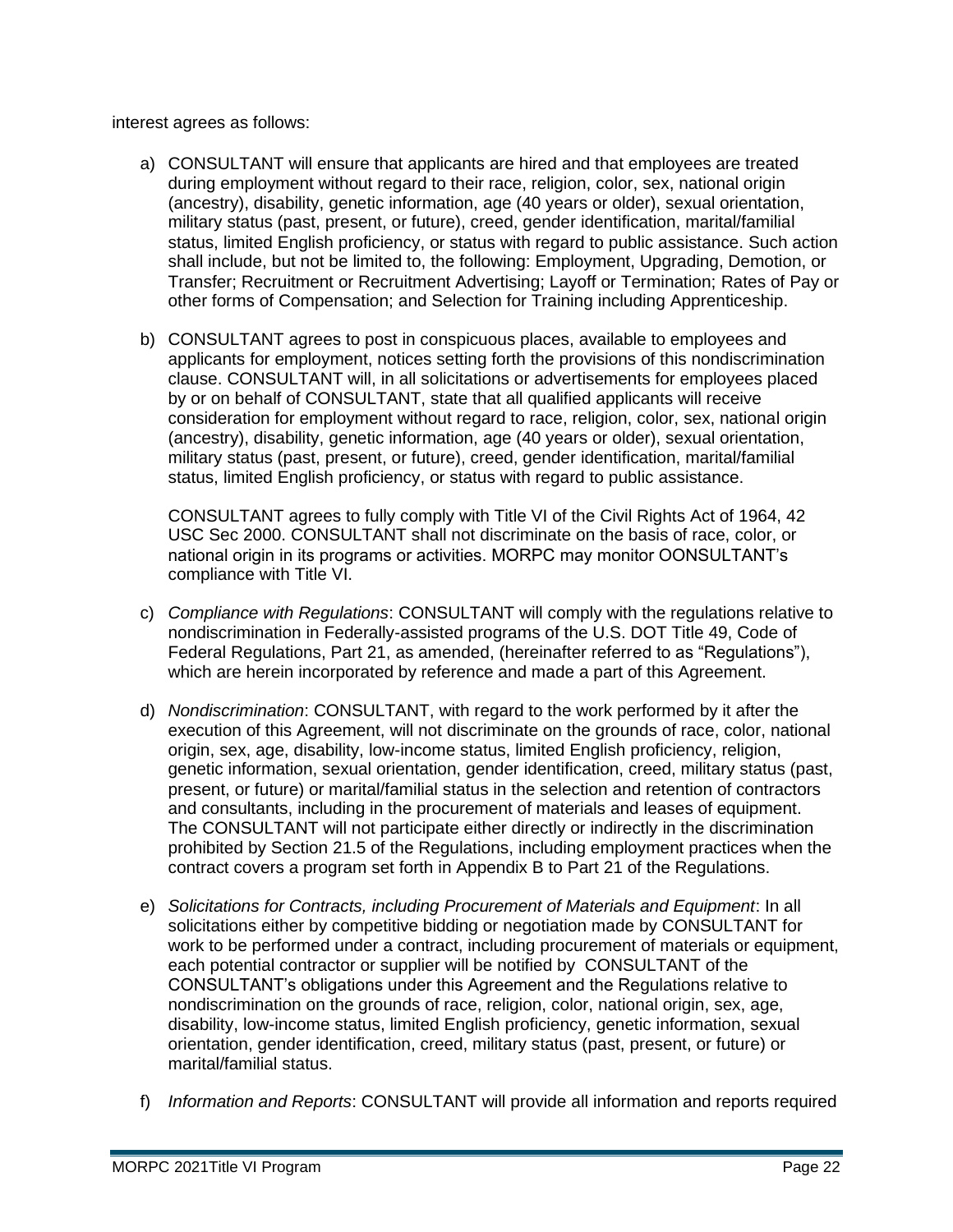interest agrees as follows:

a) CONSULTANT will ensure that applicants are hired and that employees are treated during employment without regard to their race, religion, color, sex, national origin (ancestry), disability, genetic information, age (40 years or older), sexual orientation, military status (past, present, or future), creed, gender identification, marital/familial status, limited English proficiency, or status with regard to public assistance. Such action shall include, but not be limited to, the following: Employment, Upgrading, Demotion, or Transfer; Recruitment or Recruitment Advertising; Layoff or Termination; Rates of Pay or other forms of Compensation; and Selection for Training including Apprenticeship.

b) CONSULTANT agrees to post in conspicuous places, available to employees and applicants for employment, notices setting forth the provisions of this nondiscrimination clause. CONSULTANT will, in all solicitations or advertisements for employees placed by or on behalf of CONSULTANT, state that all qualified applicants will receive consideration for employment without regard to race, religion, color, sex, national origin (ancestry), disability, genetic information, age (40 years or older), sexual orientation, military status (past, present, or future), creed, gender identification, marital/familial status, limited English proficiency, or status with regard to public assistance.

   CONSULTANT agrees to fully comply with Title VI of the Civil Rights Act of 1964, 42 USC Sec 2000. CONSULTANT shall not discriminate on the basis of race, color, or national origin in its programs or activities. MORPC may monitor OONSULTANT's compliance with Title VI.

c) *Compliance with Regulations*: CONSULTANT will comply with the regulations relative to nondiscrimination in Federally-assisted programs of the U.S. DOT Title 49, Code of Federal Regulations, Part 21, as amended, (hereinafter referred to as "Regulations"), which are herein incorporated by reference and made a part of this Agreement.

d) *Nondiscrimination*: CONSULTANT, with regard to the work performed by it after the execution of this Agreement, will not discriminate on the grounds of race, color, national origin, sex, age, disability, low-income status, limited English proficiency, religion, genetic information, sexual orientation, gender identification, creed, military status (past, present, or future) or marital/familial status in the selection and retention of contractors and consultants, including in the procurement of materials and leases of equipment. The CONSULTANT will not participate either directly or indirectly in the discrimination prohibited by Section 21.5 of the Regulations, including employment practices when the contract covers a program set forth in Appendix B to Part 21 of the Regulations.

e) *Solicitations for Contracts, including Procurement of Materials and Equipment*: In all solicitations either by competitive bidding or negotiation made by CONSULTANT for work to be performed under a contract, including procurement of materials or equipment, each potential contractor or supplier will be notified by CONSULTANT of the CONSULTANT's obligations under this Agreement and the Regulations relative to nondiscrimination on the grounds of race, religion, color, national origin, sex, age, disability, low-income status, limited English proficiency, genetic information, sexual orientation, gender identification, creed, military status (past, present, or future) or marital/familial status.

f) *Information and Reports*: CONSULTANT will provide all information and reports required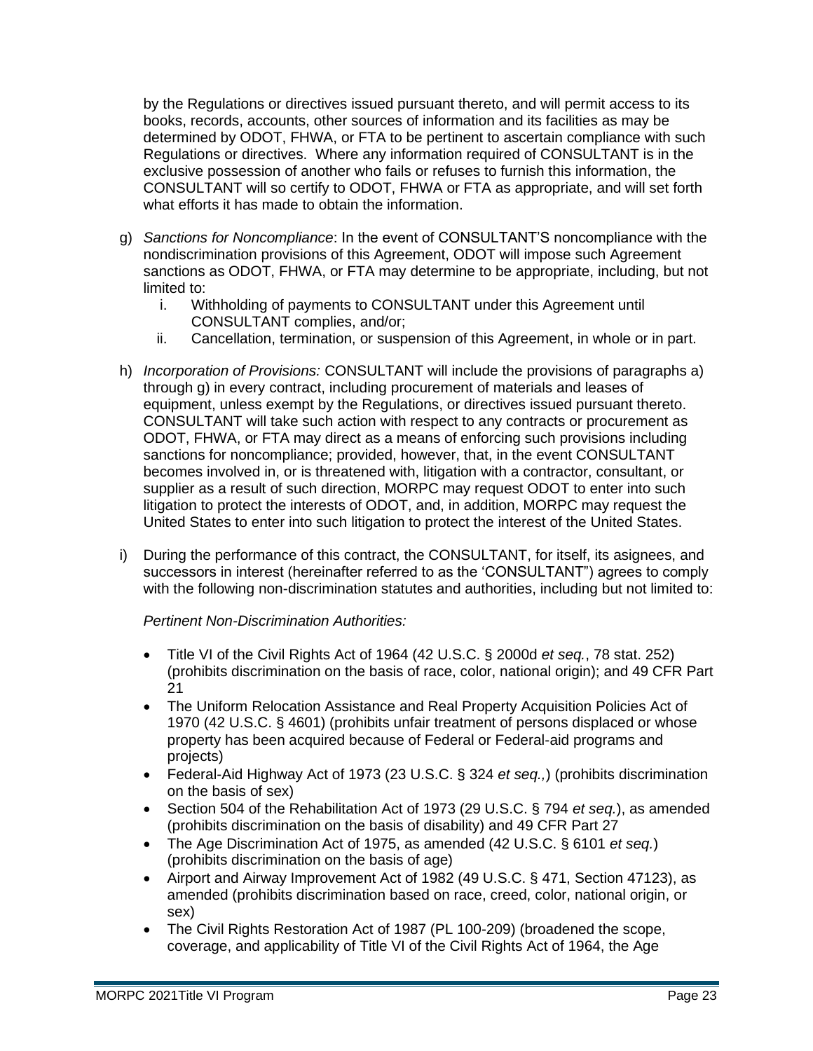by the Regulations or directives issued pursuant thereto, and will permit access to its books, records, accounts, other sources of information and its facilities as may be determined by ODOT, FHWA, or FTA to be pertinent to ascertain compliance with such Regulations or directives. Where any information required of CONSULTANT is in the exclusive possession of another who fails or refuses to furnish this information, the CONSULTANT will so certify to ODOT, FHWA or FTA as appropriate, and will set forth what efforts it has made to obtain the information.

g) *Sanctions for Noncompliance*: In the event of CONSULTANT'S noncompliance with the nondiscrimination provisions of this Agreement, ODOT will impose such Agreement sanctions as ODOT, FHWA, or FTA may determine to be appropriate, including, but not limited to:
   i. Withholding of payments to CONSULTANT under this Agreement until CONSULTANT complies, and/or;
   ii. Cancellation, termination, or suspension of this Agreement, in whole or in part.

h) *Incorporation of Provisions:* CONSULTANT will include the provisions of paragraphs a) through g) in every contract, including procurement of materials and leases of equipment, unless exempt by the Regulations, or directives issued pursuant thereto. CONSULTANT will take such action with respect to any contracts or procurement as ODOT, FHWA, or FTA may direct as a means of enforcing such provisions including sanctions for noncompliance; provided, however, that, in the event CONSULTANT becomes involved in, or is threatened with, litigation with a contractor, consultant, or supplier as a result of such direction, MORPC may request ODOT to enter into such litigation to protect the interests of ODOT, and, in addition, MORPC may request the United States to enter into such litigation to protect the interest of the United States.

i) During the performance of this contract, the CONSULTANT, for itself, its asignees, and successors in interest (hereinafter referred to as the 'CONSULTANT") agrees to comply with the following non-discrimination statutes and authorities, including but not limited to:

   *Pertinent Non-Discrimination Authorities:*

   - Title VI of the Civil Rights Act of 1964 (42 U.S.C. § 2000d *et seq.*, 78 stat. 252) (prohibits discrimination on the basis of race, color, national origin); and 49 CFR Part 21
   - The Uniform Relocation Assistance and Real Property Acquisition Policies Act of 1970 (42 U.S.C. § 4601) (prohibits unfair treatment of persons displaced or whose property has been acquired because of Federal or Federal-aid programs and projects)
   - Federal-Aid Highway Act of 1973 (23 U.S.C. § 324 *et seq.,*) (prohibits discrimination on the basis of sex)
   - Section 504 of the Rehabilitation Act of 1973 (29 U.S.C. § 794 *et seq.*), as amended (prohibits discrimination on the basis of disability) and 49 CFR Part 27
   - The Age Discrimination Act of 1975, as amended (42 U.S.C. § 6101 *et seq.*) (prohibits discrimination on the basis of age)
   - Airport and Airway Improvement Act of 1982 (49 U.S.C. § 471, Section 47123), as amended (prohibits discrimination based on race, creed, color, national origin, or sex)
   - The Civil Rights Restoration Act of 1987 (PL 100-209) (broadened the scope, coverage, and applicability of Title VI of the Civil Rights Act of 1964, the Age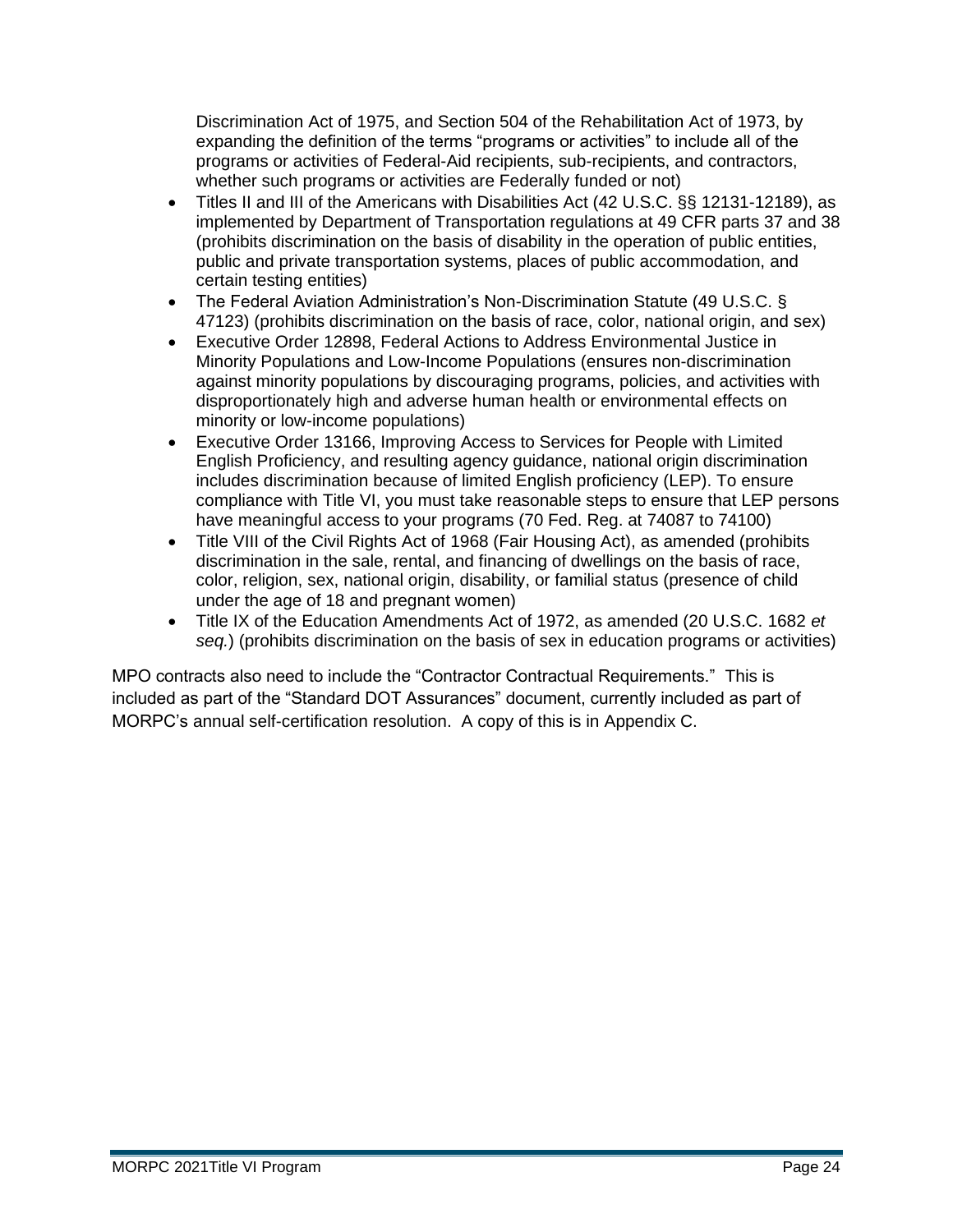Discrimination Act of 1975, and Section 504 of the Rehabilitation Act of 1973, by expanding the definition of the terms "programs or activities" to include all of the programs or activities of Federal-Aid recipients, sub-recipients, and contractors, whether such programs or activities are Federally funded or not)

- Titles II and III of the Americans with Disabilities Act (42 U.S.C. §§ 12131-12189), as implemented by Department of Transportation regulations at 49 CFR parts 37 and 38 (prohibits discrimination on the basis of disability in the operation of public entities, public and private transportation systems, places of public accommodation, and certain testing entities)
- The Federal Aviation Administration's Non-Discrimination Statute (49 U.S.C. § 47123) (prohibits discrimination on the basis of race, color, national origin, and sex)
- Executive Order 12898, Federal Actions to Address Environmental Justice in Minority Populations and Low-Income Populations (ensures non-discrimination against minority populations by discouraging programs, policies, and activities with disproportionately high and adverse human health or environmental effects on minority or low-income populations)
- Executive Order 13166, Improving Access to Services for People with Limited English Proficiency, and resulting agency guidance, national origin discrimination includes discrimination because of limited English proficiency (LEP). To ensure compliance with Title VI, you must take reasonable steps to ensure that LEP persons have meaningful access to your programs (70 Fed. Reg. at 74087 to 74100)
- Title VIII of the Civil Rights Act of 1968 (Fair Housing Act), as amended (prohibits discrimination in the sale, rental, and financing of dwellings on the basis of race, color, religion, sex, national origin, disability, or familial status (presence of child under the age of 18 and pregnant women)
- Title IX of the Education Amendments Act of 1972, as amended (20 U.S.C. 1682 *et seq.*) (prohibits discrimination on the basis of sex in education programs or activities)

MPO contracts also need to include the "Contractor Contractual Requirements." This is included as part of the "Standard DOT Assurances" document, currently included as part of MORPC's annual self-certification resolution. A copy of this is in Appendix C.